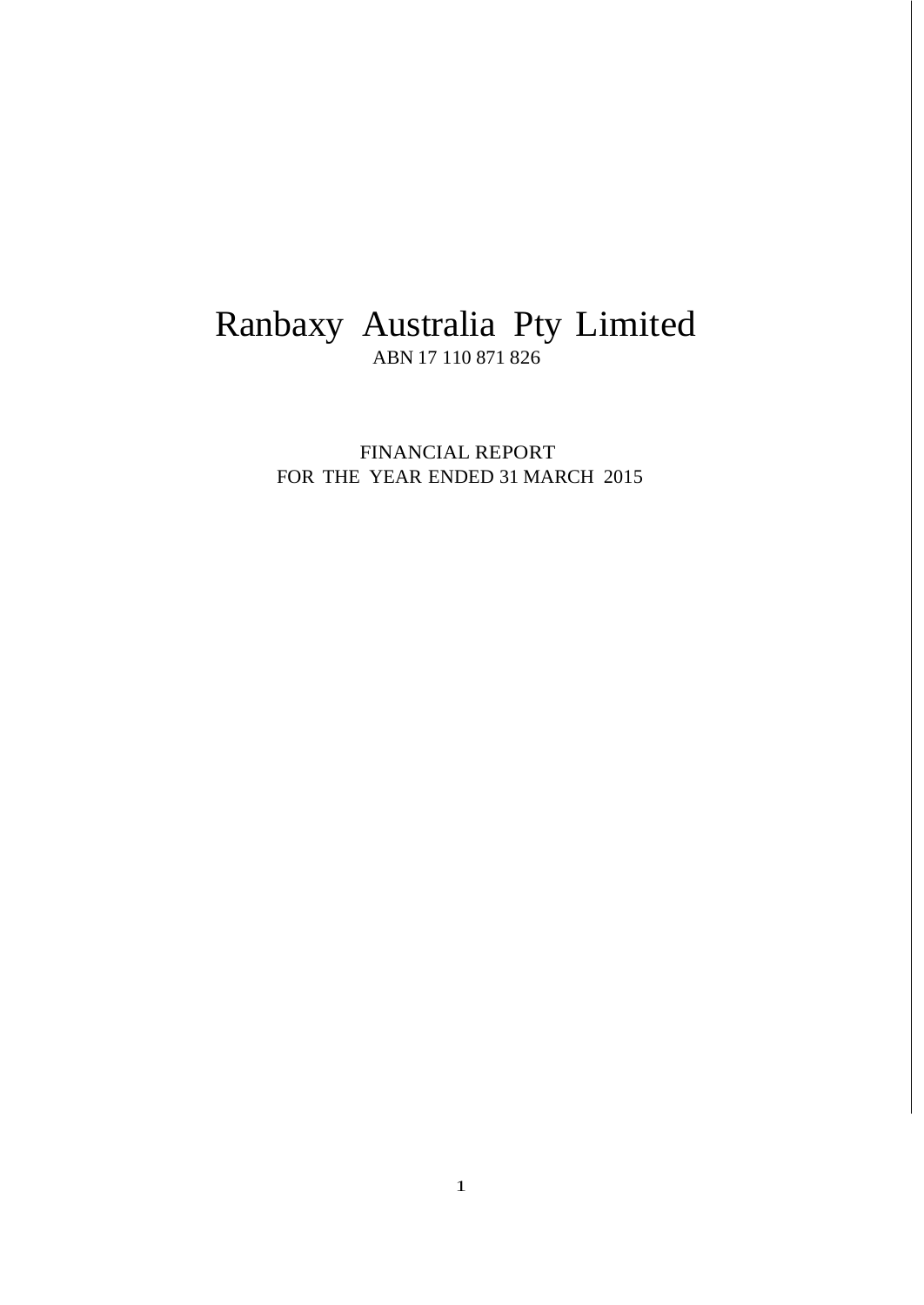# Ranbaxy Australia Pty Limited

ABN 17 110 871 826

FINANCIAL REPORT
FOR THE YEAR ENDED 31 MARCH 2015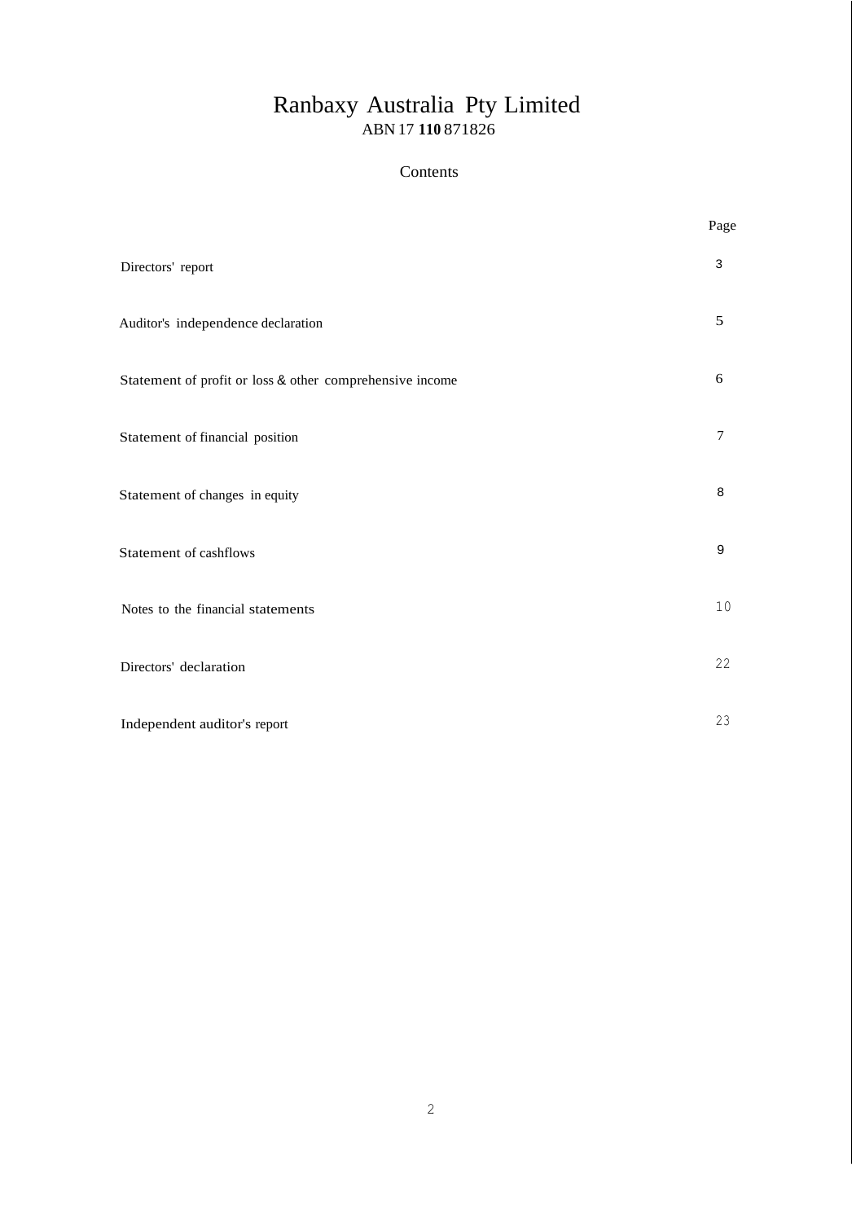# Ranbaxy Australia Pty Limited

ABN 17 **110** 871826

## Contents

| | Page |
|---|---|
| Directors' report | 3 |
| Auditor's independence declaration | 5 |
| Statement of profit or loss & other comprehensive income | 6 |
| Statement of financial position | 7 |
| Statement of changes in equity | 8 |
| Statement of cashflows | 9 |
| Notes to the financial statements | 10 |
| Directors' declaration | 22 |
| Independent auditor's report | 23 |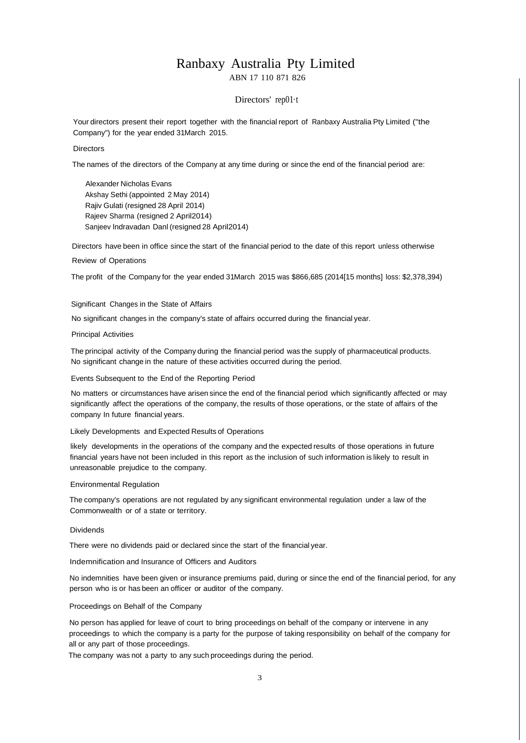# Ranbaxy Australia Pty Limited

ABN 17 110 871 826

## Directors' rep01·t

Your directors present their report together with the financial report of Ranbaxy Australia Pty Limited ("the Company") for the year ended 31March 2015.

### Directors

The names of the directors of the Company at any time during or since the end of the financial period are:

Alexander Nicholas Evans
Akshay Sethi (appointed 2 May 2014)
Rajiv Gulati (resigned 28 April 2014)
Rajeev Sharma (resigned 2 April2014)
Sanjeev lndravadan Danl (resigned 28 April2014)

Directors have been in office since the start of the financial period to the date of this report unless otherwise

### Review of Operations

The profit of the Company for the year ended 31March 2015 was $866,685 (2014[15 months] loss: $2,378,394)

### Significant Changes in the State of Affairs

No significant changes in the company's state of affairs occurred during the financial year.

### Principal Activities

The principal activity of the Company during the financial period was the supply of pharmaceutical products. No significant change in the nature of these activities occurred during the period.

### Events Subsequent to the End of the Reporting Period

No matters or circumstances have arisen since the end of the financial period which significantly affected or may significantly affect the operations of the company, the results of those operations, or the state of affairs of the company In future financial years.

### Likely Developments and Expected Results of Operations

likely developments in the operations of the company and the expected results of those operations in future financial years have not been included in this report as the inclusion of such information is likely to result in unreasonable prejudice to the company.

### Environmental Regulation

The company's operations are not regulated by any significant environmental regulation under a law of the Commonwealth or of a state or territory.

### Dividends

There were no dividends paid or declared since the start of the financial year.

### Indemnification and Insurance of Officers and Auditors

No indemnities have been given or insurance premiums paid, during or since the end of the financial period, for any person who is or has been an officer or auditor of the company.

### Proceedings on Behalf of the Company

No person has applied for leave of court to bring proceedings on behalf of the company or intervene in any proceedings to which the company is a party for the purpose of taking responsibility on behalf of the company for all or any part of those proceedings.

The company was not a party to any such proceedings during the period.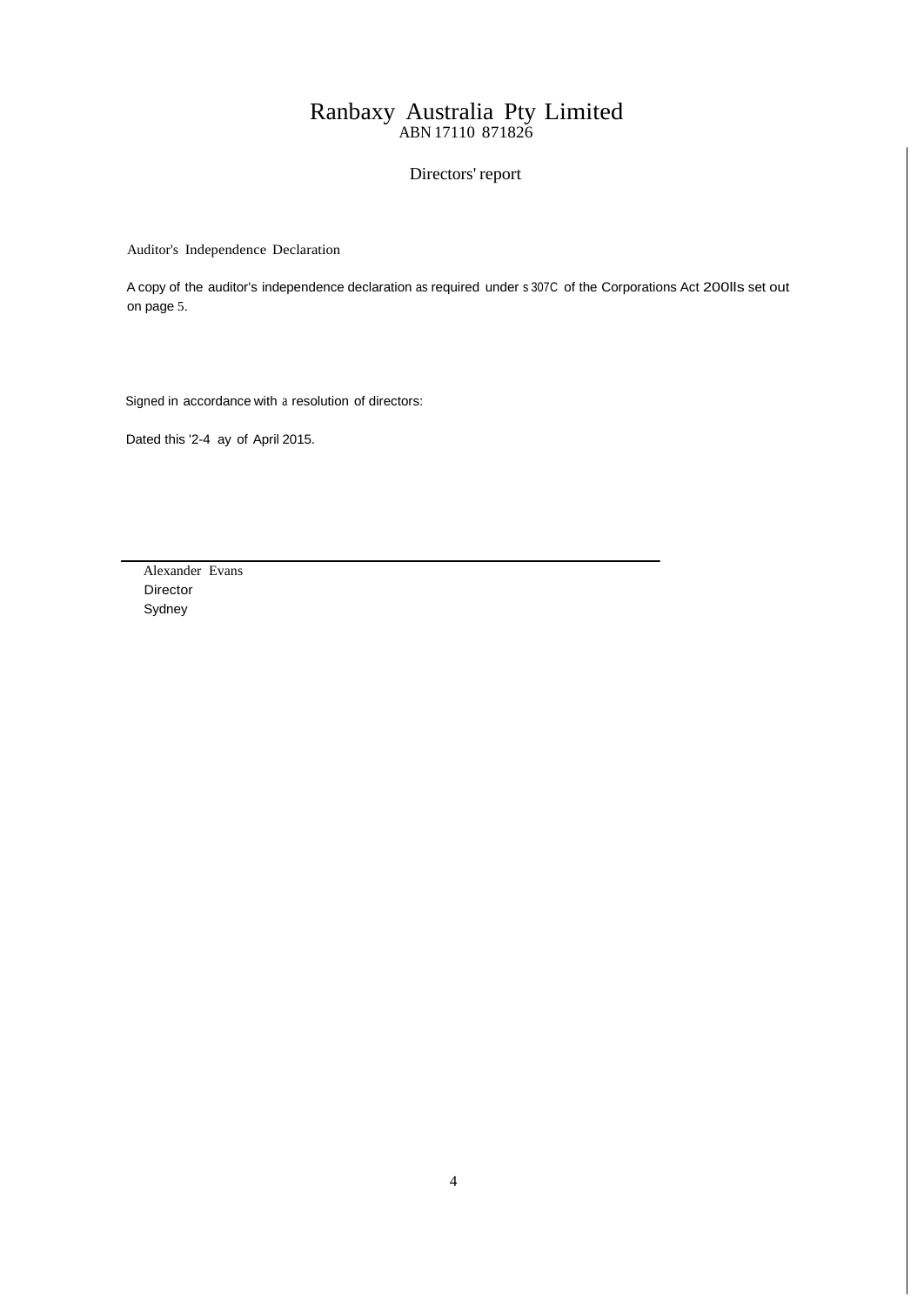# Ranbaxy Australia Pty Limited

ABN 17110 871826

## Directors' report

Auditor's Independence Declaration

A copy of the auditor's independence declaration as required under s 307C of the Corporations Act 200lls set out on page 5.

Signed in accordance with a resolution of directors:

Dated this '2-4 ay of April 2015.

Alexander Evans
Director
Sydney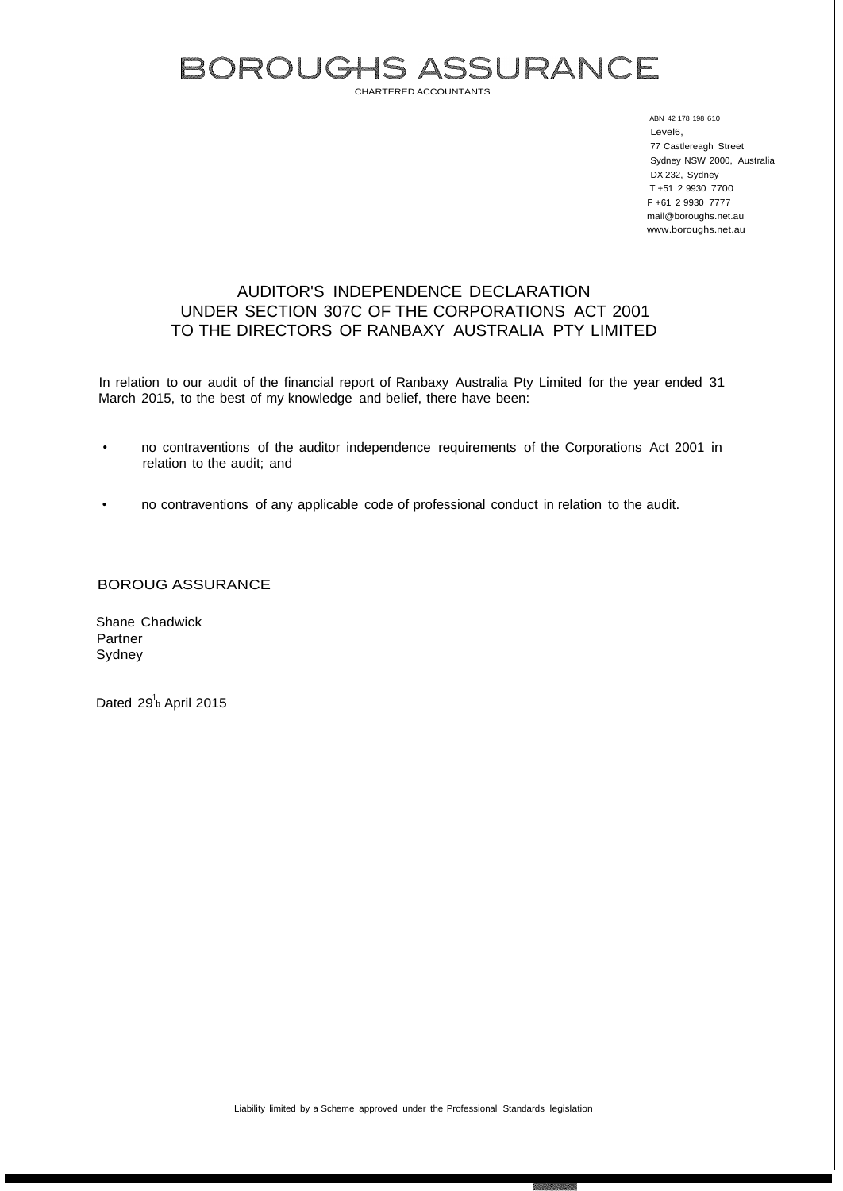# BOROUGHS ASSURANCE

CHARTERED ACCOUNTANTS

ABN 42 178 198 610
Level6,
77 Castlereagh Street
Sydney NSW 2000, Australia
DX 232, Sydney
T +51 2 9930 7700
F +61 2 9930 7777
mail@boroughs.net.au
www.boroughs.net.au

## AUDITOR'S INDEPENDENCE DECLARATION
## UNDER SECTION 307C OF THE CORPORATIONS ACT 2001
## TO THE DIRECTORS OF RANBAXY AUSTRALIA PTY LIMITED

In relation to our audit of the financial report of Ranbaxy Australia Pty Limited for the year ended 31 March 2015, to the best of my knowledge and belief, there have been:

- no contraventions of the auditor independence requirements of the Corporations Act 2001 in relation to the audit; and
- no contraventions of any applicable code of professional conduct in relation to the audit.

BOROUG ASSURANCE

Shane Chadwick
Partner
Sydney

Dated 29th April 2015

Liability limited by a Scheme approved under the Professional Standards legislation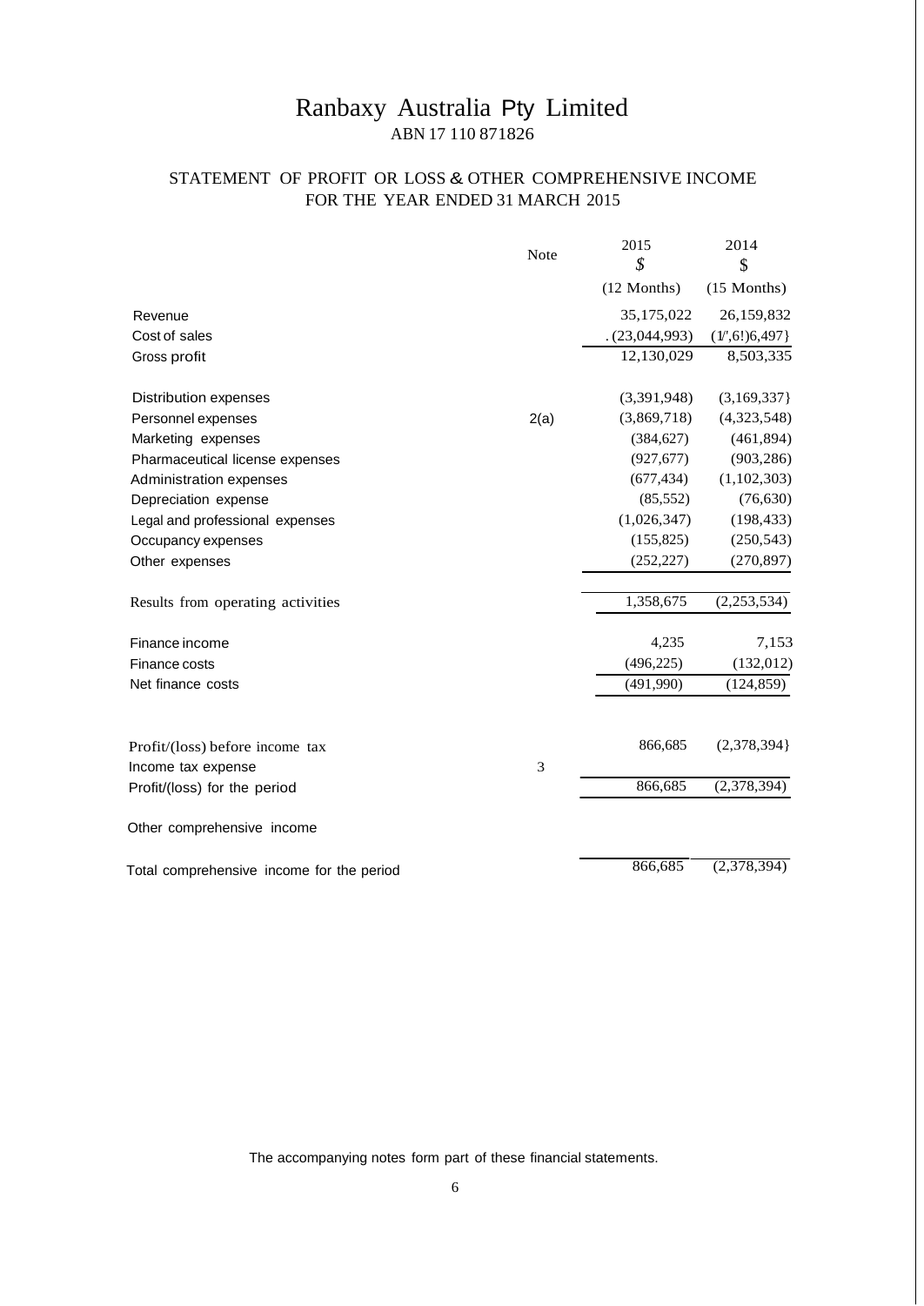# Ranbaxy Australia Pty Limited

ABN 17 110 871826

## STATEMENT OF PROFIT OR LOSS & OTHER COMPREHENSIVE INCOME FOR THE YEAR ENDED 31 MARCH 2015

| | Note | 2015<br>$<br>(12 Months) | 2014<br>$<br>(15 Months) |
|---|---|---|---|
| Revenue | | 35,175,022 | 26,159,832 |
| Cost of sales | | .(23,044,993) | (1',6!)6,497} |
| Gross profit | | 12,130,029 | 8,503,335 |
| Distribution expenses | | (3,391,948) | (3,169,337} |
| Personnel expenses | 2(a) | (3,869,718) | (4,323,548) |
| Marketing expenses | | (384,627) | (461,894) |
| Pharmaceutical license expenses | | (927,677) | (903,286) |
| Administration expenses | | (677,434) | (1,102,303) |
| Depreciation expense | | (85,552) | (76,630) |
| Legal and professional expenses | | (1,026,347) | (198,433) |
| Occupancy expenses | | (155,825) | (250,543) |
| Other expenses | | (252,227) | (270,897) |
| Results from operating activities | | 1,358,675 | (2,253,534) |
| Finance income | | 4,235 | 7,153 |
| Finance costs | | (496,225) | (132,012) |
| Net finance costs | | (491,990) | (124,859) |
| Profit/(loss) before income tax | | 866,685 | (2,378,394} |
| Income tax expense | 3 | | |
| Profit/(loss) for the period | | 866,685 | (2,378,394) |
| Other comprehensive income | | | |
| Total comprehensive income for the period | | 866,685 | (2,378,394) |

The accompanying notes form part of these financial statements.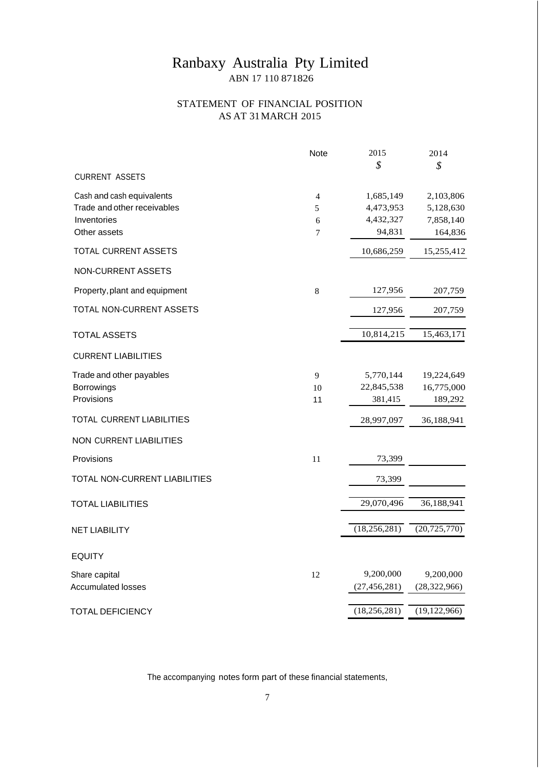# Ranbaxy Australia Pty Limited

ABN 17 110 871826

## STATEMENT OF FINANCIAL POSITION
## AS AT 31 MARCH 2015

| | Note | 2015 | 2014 |
|---|---|---|---|
| | | $ | $ |
| CURRENT ASSETS | | | |
| Cash and cash equivalents | 4 | 1,685,149 | 2,103,806 |
| Trade and other receivables | 5 | 4,473,953 | 5,128,630 |
| Inventories | 6 | 4,432,327 | 7,858,140 |
| Other assets | 7 | 94,831 | 164,836 |
| TOTAL CURRENT ASSETS | | 10,686,259 | 15,255,412 |
| NON-CURRENT ASSETS | | | |
| Property, plant and equipment | 8 | 127,956 | 207,759 |
| TOTAL NON-CURRENT ASSETS | | 127,956 | 207,759 |
| TOTAL ASSETS | | 10,814,215 | 15,463,171 |
| CURRENT LIABILITIES | | | |
| Trade and other payables | 9 | 5,770,144 | 19,224,649 |
| Borrowings | 10 | 22,845,538 | 16,775,000 |
| Provisions | 11 | 381,415 | 189,292 |
| TOTAL CURRENT LIABILITIES | | 28,997,097 | 36,188,941 |
| NON CURRENT LIABILITIES | | | |
| Provisions | 11 | 73,399 | |
| TOTAL NON-CURRENT LIABILITIES | | 73,399 | |
| TOTAL LIABILITIES | | 29,070,496 | 36,188,941 |
| NET LIABILITY | | (18,256,281) | (20,725,770) |
| EQUITY | | | |
| Share capital | 12 | 9,200,000 | 9,200,000 |
| Accumulated losses | | (27,456,281) | (28,322,966) |
| TOTAL DEFICIENCY | | (18,256,281) | (19,122,966) |

The accompanying notes form part of these financial statements,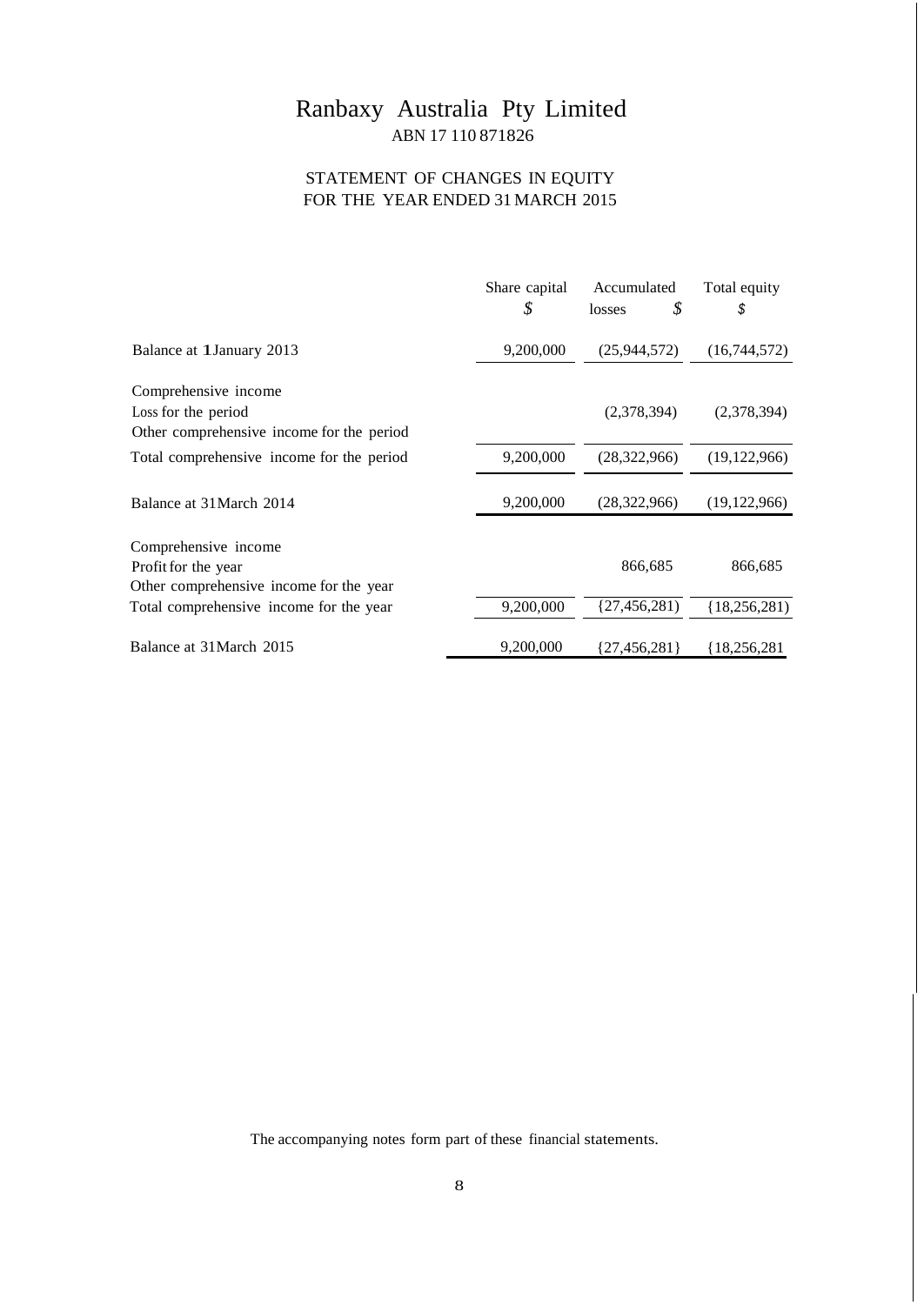# Ranbaxy Australia Pty Limited

ABN 17 110 871826

## STATEMENT OF CHANGES IN EQUITY
## FOR THE YEAR ENDED 31 MARCH 2015

| | Share capital $ | Accumulated losses $ | Total equity $ |
|---|---|---|---|
| Balance at 1 January 2013 | 9,200,000 | (25,944,572) | (16,744,572) |
| Comprehensive income | | | |
| Loss for the period | | (2,378,394) | (2,378,394) |
| Other comprehensive income for the period | | | |
| Total comprehensive income for the period | 9,200,000 | (28,322,966) | (19,122,966) |
| Balance at 31 March 2014 | 9,200,000 | (28,322,966) | (19,122,966) |
| Comprehensive income | | | |
| Profit for the year | | 866,685 | 866,685 |
| Other comprehensive income for the year | | | |
| Total comprehensive income for the year | 9,200,000 | {27,456,281) | {18,256,281) |
| Balance at 31 March 2015 | 9,200,000 | {27,456,281} | {18,256,281 |

The accompanying notes form part of these financial statements.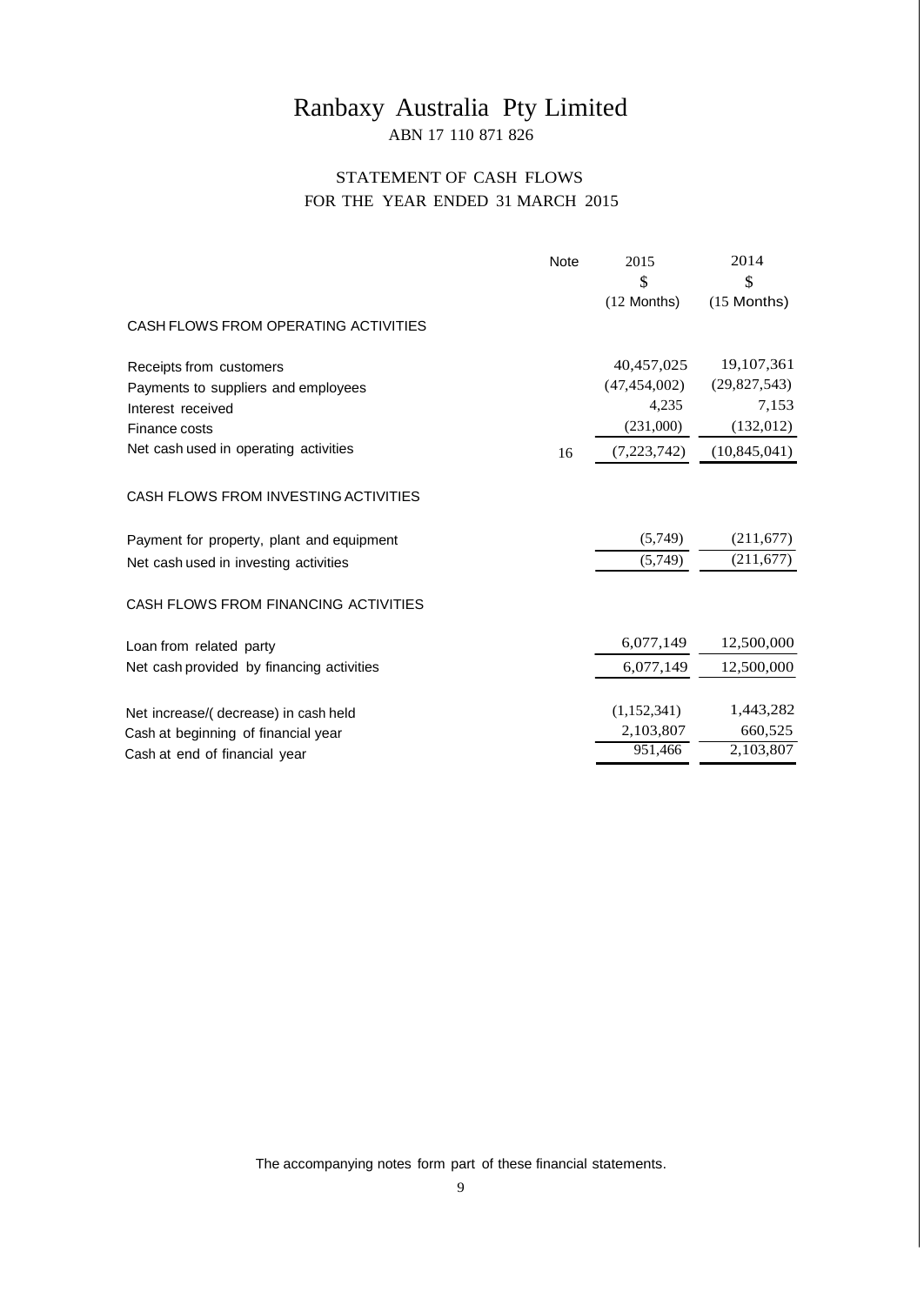# Ranbaxy Australia Pty Limited

ABN 17 110 871 826

## STATEMENT OF CASH FLOWS
## FOR THE YEAR ENDED 31 MARCH 2015

| | Note | 2015<br>$<br>(12 Months) | 2014<br>$<br>(15 Months) |
|---|---|---|---|
| **CASH FLOWS FROM OPERATING ACTIVITIES** | | | |
| Receipts from customers | | 40,457,025 | 19,107,361 |
| Payments to suppliers and employees | | (47,454,002) | (29,827,543) |
| Interest received | | 4,235 | 7,153 |
| Finance costs | | (231,000) | (132,012) |
| Net cash used in operating activities | 16 | (7,223,742) | (10,845,041) |
| **CASH FLOWS FROM INVESTING ACTIVITIES** | | | |
| Payment for property, plant and equipment | | (5,749) | (211,677) |
| Net cash used in investing activities | | (5,749) | (211,677) |
| **CASH FLOWS FROM FINANCING ACTIVITIES** | | | |
| Loan from related party | | 6,077,149 | 12,500,000 |
| Net cash provided by financing activities | | 6,077,149 | 12,500,000 |
| Net increase/( decrease) in cash held | | (1,152,341) | 1,443,282 |
| Cash at beginning of financial year | | 2,103,807 | 660,525 |
| Cash at end of financial year | | 951,466 | 2,103,807 |

The accompanying notes form part of these financial statements.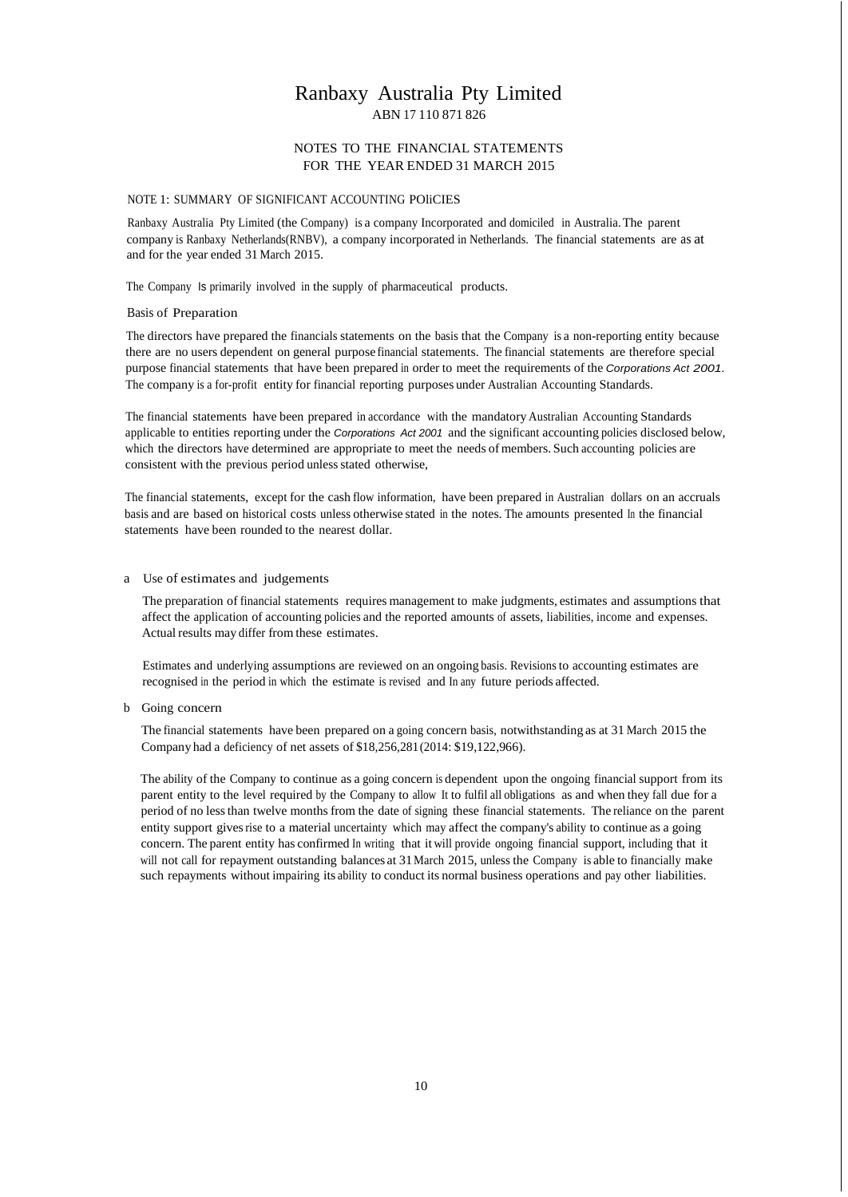# Ranbaxy Australia Pty Limited

ABN 17 110 871 826

## NOTES TO THE FINANCIAL STATEMENTS FOR THE YEAR ENDED 31 MARCH 2015

### NOTE 1: SUMMARY OF SIGNIFICANT ACCOUNTING POLiCIES

Ranbaxy Australia Pty Limited (the Company) is a company Incorporated and domiciled in Australia. The parent company is Ranbaxy Netherlands(RNBV), a company incorporated in Netherlands. The financial statements are as at and for the year ended 31 March 2015.

The Company Is primarily involved in the supply of pharmaceutical products.

#### Basis of Preparation

The directors have prepared the financials statements on the basis that the Company is a non-reporting entity because there are no users dependent on general purpose financial statements. The financial statements are therefore special purpose financial statements that have been prepared in order to meet the requirements of the *Corporations Act 2001*. The company is a for-profit entity for financial reporting purposes under Australian Accounting Standards.

The financial statements have been prepared in accordance with the mandatory Australian Accounting Standards applicable to entities reporting under the *Corporations Act 2001* and the significant accounting policies disclosed below, which the directors have determined are appropriate to meet the needs of members. Such accounting policies are consistent with the previous period unless stated otherwise,

The financial statements, except for the cash flow information, have been prepared in Australian dollars on an accruals basis and are based on historical costs unless otherwise stated in the notes. The amounts presented In the financial statements have been rounded to the nearest dollar.

#### a Use of estimates and judgements

The preparation of financial statements requires management to make judgments, estimates and assumptions that affect the application of accounting policies and the reported amounts of assets, liabilities, income and expenses. Actual results may differ from these estimates.

Estimates and underlying assumptions are reviewed on an ongoing basis. Revisions to accounting estimates are recognised in the period in which the estimate is revised and In any future periods affected.

#### b Going concern

The financial statements have been prepared on a going concern basis, notwithstanding as at 31 March 2015 the Company had a deficiency of net assets of $18,256,281 (2014: $19,122,966).

The ability of the Company to continue as a going concern is dependent upon the ongoing financial support from its parent entity to the level required by the Company to allow It to fulfil all obligations as and when they fall due for a period of no less than twelve months from the date of signing these financial statements. The reliance on the parent entity support gives rise to a material uncertainty which may affect the company's ability to continue as a going concern. The parent entity has confirmed In writing that it will provide ongoing financial support, including that it will not call for repayment outstanding balances at 31 March 2015, unless the Company is able to financially make such repayments without impairing its ability to conduct its normal business operations and pay other liabilities.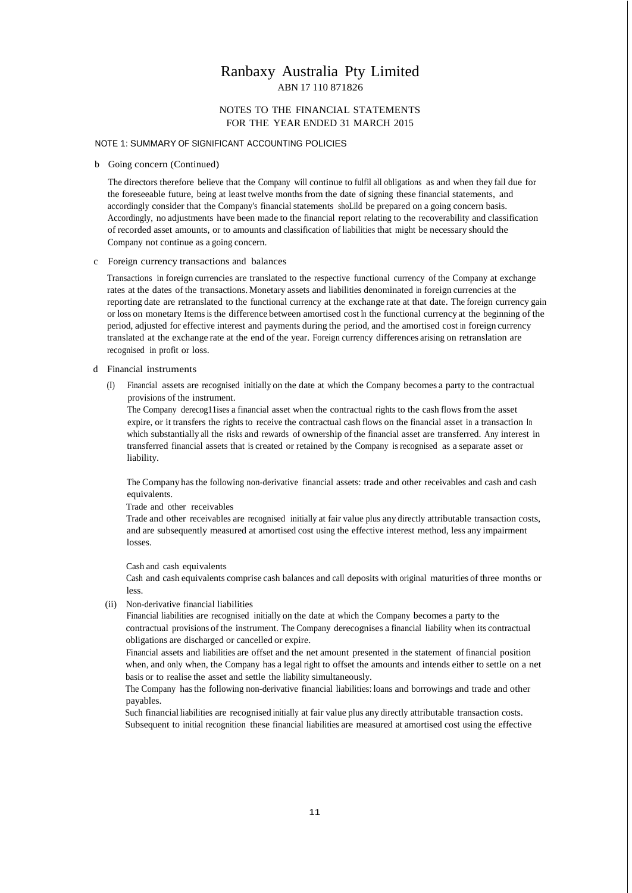# Ranbaxy Australia Pty Limited

ABN 17 110 871826

NOTES TO THE FINANCIAL STATEMENTS
FOR THE YEAR ENDED 31 MARCH 2015

NOTE 1: SUMMARY OF SIGNIFICANT ACCOUNTING POLICIES

b Going concern (Continued)

The directors therefore believe that the Company will continue to fulfil all obligations as and when they fall due for the foreseeable future, being at least twelve months from the date of signing these financial statements, and accordingly consider that the Company's financial statements shoLild be prepared on a going concern basis. Accordingly, no adjustments have been made to the financial report relating to the recoverability and classification of recorded asset amounts, or to amounts and classification of liabilities that might be necessary should the Company not continue as a going concern.

c Foreign currency transactions and balances

Transactions in foreign currencies are translated to the respective functional currency of the Company at exchange rates at the dates of the transactions. Monetary assets and liabilities denominated in foreign currencies at the reporting date are retranslated to the functional currency at the exchange rate at that date. The foreign currency gain or loss on monetary Items is the difference between amortised cost In the functional currency at the beginning of the period, adjusted for effective interest and payments during the period, and the amortised cost in foreign currency translated at the exchange rate at the end of the year. Foreign currency differences arising on retranslation are recognised in profit or loss.

d Financial instruments

(I) Financial assets are recognised initially on the date at which the Company becomes a party to the contractual provisions of the instrument.
The Company derecog11ises a financial asset when the contractual rights to the cash flows from the asset expire, or it transfers the rights to receive the contractual cash flows on the financial asset in a transaction In which substantially all the risks and rewards of ownership of the financial asset are transferred. Any interest in transferred financial assets that is created or retained by the Company is recognised as a separate asset or liability.

The Company has the following non-derivative financial assets: trade and other receivables and cash and cash equivalents.

Trade and other receivables

Trade and other receivables are recognised initially at fair value plus any directly attributable transaction costs, and are subsequently measured at amortised cost using the effective interest method, less any impairment losses.

Cash and cash equivalents

Cash and cash equivalents comprise cash balances and call deposits with original maturities of three months or less.

(ii) Non-derivative financial liabilities

Financial liabilities are recognised initially on the date at which the Company becomes a party to the contractual provisions of the instrument. The Company derecognises a financial liability when its contractual obligations are discharged or cancelled or expire.

Financial assets and liabilities are offset and the net amount presented in the statement of financial position when, and only when, the Company has a legal right to offset the amounts and intends either to settle on a net basis or to realise the asset and settle the liability simultaneously.

The Company has the following non-derivative financial liabilities: loans and borrowings and trade and other payables.

Such financial liabilities are recognised initially at fair value plus any directly attributable transaction costs. Subsequent to initial recognition these financial liabilities are measured at amortised cost using the effective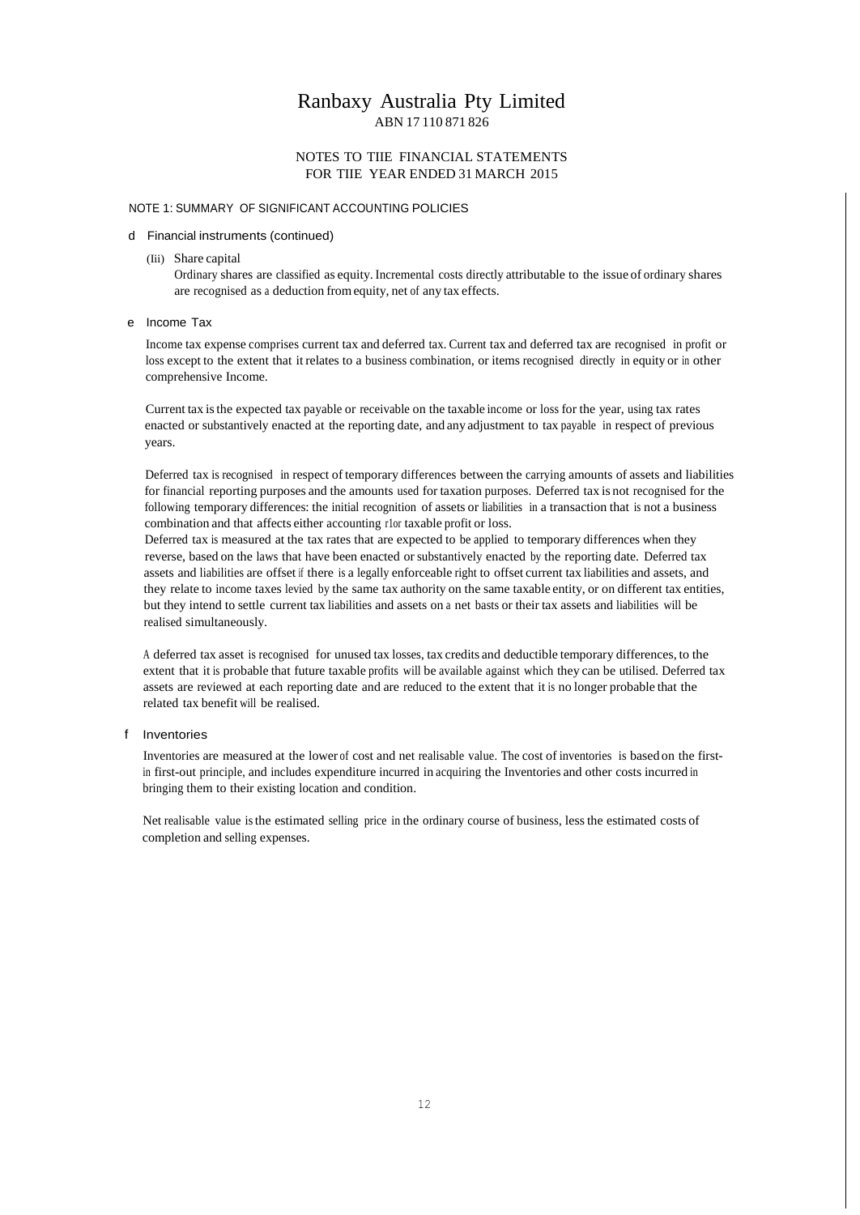# Ranbaxy Australia Pty Limited

ABN 17 110 871 826

NOTES TO TIIE FINANCIAL STATEMENTS
FOR TIIE YEAR ENDED 31 MARCH 2015

## NOTE 1: SUMMARY OF SIGNIFICANT ACCOUNTING POLICIES

### d Financial instruments (continued)

(Iii) Share capital

Ordinary shares are classified as equity. Incremental costs directly attributable to the issue of ordinary shares are recognised as a deduction from equity, net of any tax effects.

### e Income Tax

Income tax expense comprises current tax and deferred tax. Current tax and deferred tax are recognised in profit or loss except to the extent that it relates to a business combination, or items recognised directly in equity or in other comprehensive Income.

Current tax is the expected tax payable or receivable on the taxable income or loss for the year, using tax rates enacted or substantively enacted at the reporting date, and any adjustment to tax payable in respect of previous years.

Deferred tax is recognised in respect of temporary differences between the carrying amounts of assets and liabilities for financial reporting purposes and the amounts used for taxation purposes. Deferred tax is not recognised for the following temporary differences: the initial recognition of assets or liabilities in a transaction that is not a business combination and that affects either accounting r1or taxable profit or loss.

Deferred tax is measured at the tax rates that are expected to be applied to temporary differences when they reverse, based on the laws that have been enacted or substantively enacted by the reporting date. Deferred tax assets and liabilities are offset if there is a legally enforceable right to offset current tax liabilities and assets, and they relate to income taxes levied by the same tax authority on the same taxable entity, or on different tax entities, but they intend to settle current tax liabilities and assets on a net basts or their tax assets and liabilities will be realised simultaneously.

A deferred tax asset is recognised for unused tax losses, tax credits and deductible temporary differences, to the extent that it is probable that future taxable profits will be available against which they can be utilised. Deferred tax assets are reviewed at each reporting date and are reduced to the extent that it is no longer probable that the related tax benefit will be realised.

### f Inventories

Inventories are measured at the lower of cost and net realisable value. The cost of inventories is based on the first-in first-out principle, and includes expenditure incurred in acquiring the Inventories and other costs incurred in bringing them to their existing location and condition.

Net realisable value is the estimated selling price in the ordinary course of business, less the estimated costs of completion and selling expenses.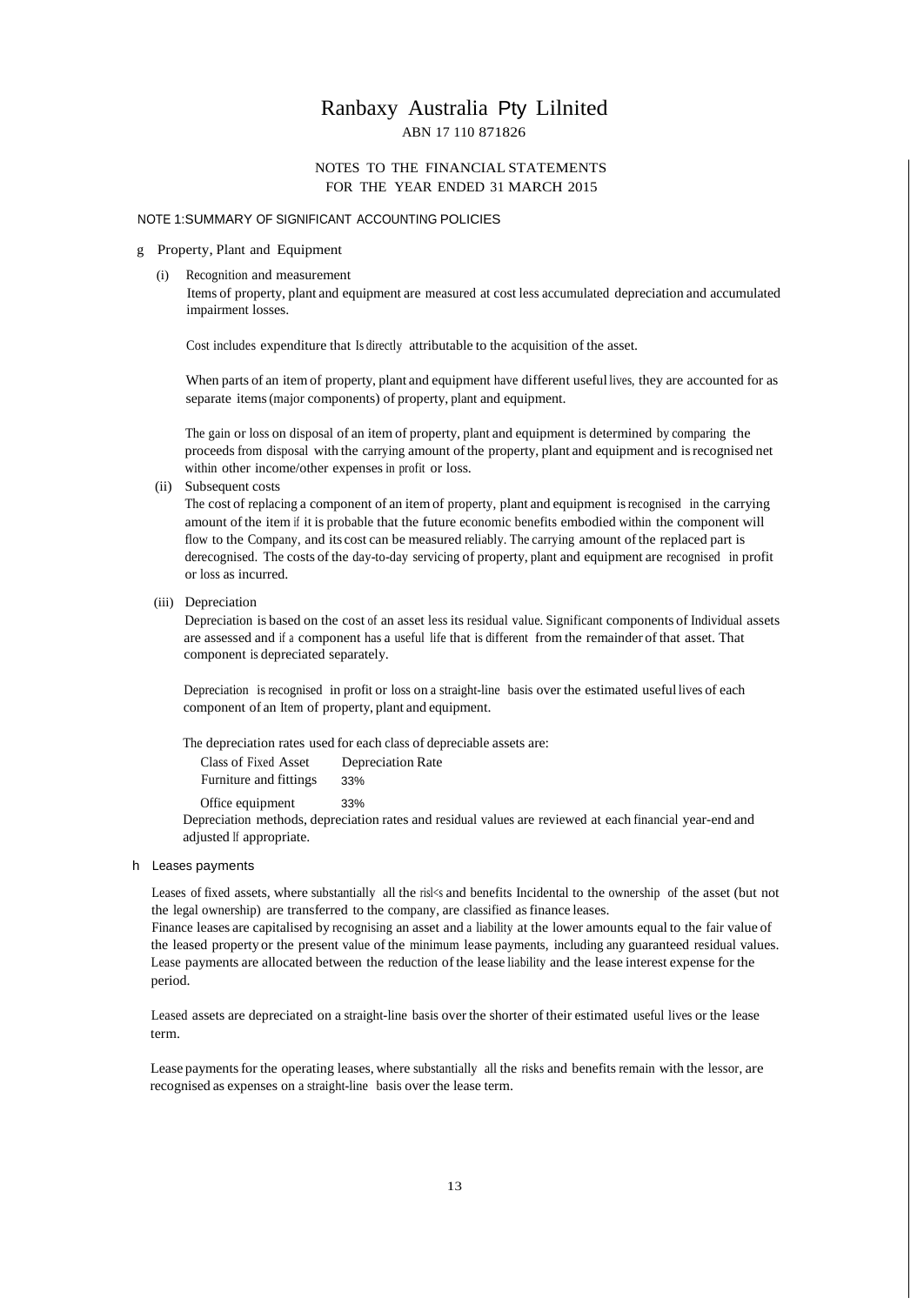# Ranbaxy Australia Pty Lilnited

ABN 17 110 871826

NOTES TO THE FINANCIAL STATEMENTS
FOR THE YEAR ENDED 31 MARCH 2015

NOTE 1:SUMMARY OF SIGNIFICANT ACCOUNTING POLICIES

g Property, Plant and Equipment

(i) Recognition and measurement

Items of property, plant and equipment are measured at cost less accumulated depreciation and accumulated impairment losses.

Cost includes expenditure that Is directly attributable to the acquisition of the asset.

When parts of an item of property, plant and equipment have different useful lives, they are accounted for as separate items (major components) of property, plant and equipment.

The gain or loss on disposal of an item of property, plant and equipment is determined by comparing the proceeds from disposal with the carrying amount of the property, plant and equipment and is recognised net within other income/other expenses in profit or loss.

(ii) Subsequent costs

The cost of replacing a component of an item of property, plant and equipment is recognised in the carrying amount of the item if it is probable that the future economic benefits embodied within the component will flow to the Company, and its cost can be measured reliably. The carrying amount of the replaced part is derecognised. The costs of the day-to-day servicing of property, plant and equipment are recognised in profit or loss as incurred.

(iii) Depreciation

Depreciation is based on the cost of an asset less its residual value. Significant components of Individual assets are assessed and if a component has a useful life that is different from the remainder of that asset. That component is depreciated separately.

Depreciation is recognised in profit or loss on a straight-line basis over the estimated useful lives of each component of an Item of property, plant and equipment.

The depreciation rates used for each class of depreciable assets are:

| Class of Fixed Asset | Depreciation Rate |
|---|---|
| Furniture and fittings | 33% |
| Office equipment | 33% |

Depreciation methods, depreciation rates and residual values are reviewed at each financial year-end and adjusted If appropriate.

h Leases payments

Leases of fixed assets, where substantially all the risl<s and benefits Incidental to the ownership of the asset (but not the legal ownership) are transferred to the company, are classified as finance leases.

Finance leases are capitalised by recognising an asset and a liability at the lower amounts equal to the fair value of the leased property or the present value of the minimum lease payments, including any guaranteed residual values. Lease payments are allocated between the reduction of the lease liability and the lease interest expense for the period.

Leased assets are depreciated on a straight-line basis over the shorter of their estimated useful lives or the lease term.

Lease payments for the operating leases, where substantially all the risks and benefits remain with the lessor, are recognised as expenses on a straight-line basis over the lease term.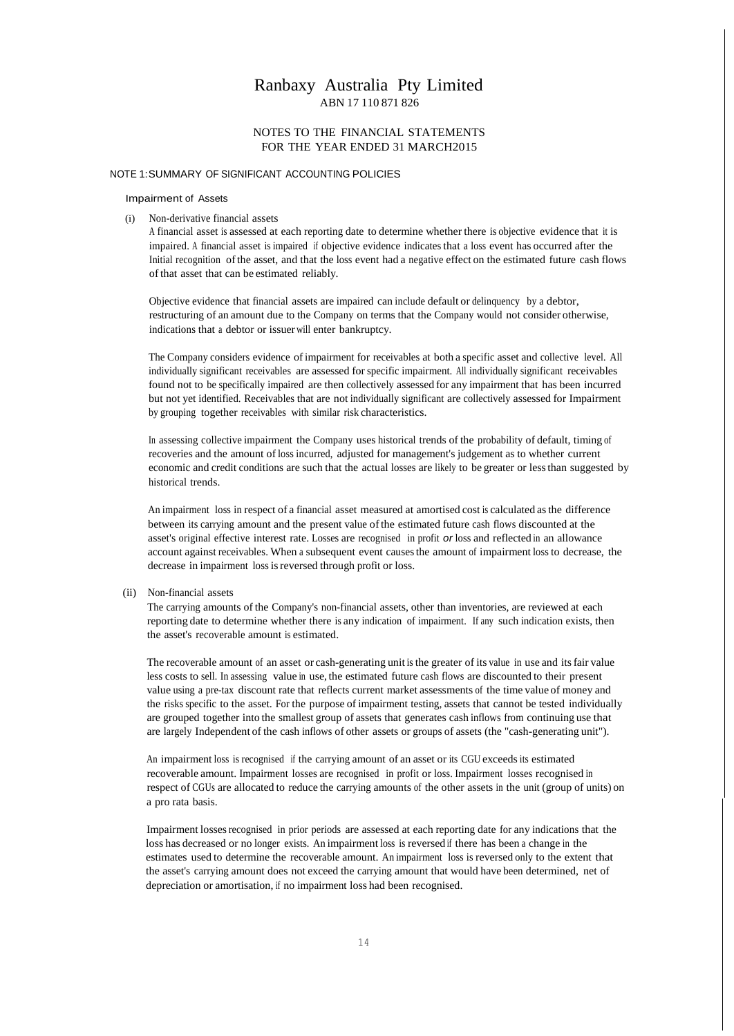# Ranbaxy Australia Pty Limited

ABN 17 110 871 826

NOTES TO THE FINANCIAL STATEMENTS
FOR THE YEAR ENDED 31 MARCH2015

## NOTE 1:SUMMARY OF SIGNIFICANT ACCOUNTING POLICIES

### Impairment of Assets

(i) Non-derivative financial assets

A financial asset is assessed at each reporting date to determine whether there is objective evidence that it is impaired. A financial asset is impaired if objective evidence indicates that a loss event has occurred after the Initial recognition of the asset, and that the loss event had a negative effect on the estimated future cash flows of that asset that can be estimated reliably.

Objective evidence that financial assets are impaired can include default or delinquency by a debtor, restructuring of an amount due to the Company on terms that the Company would not consider otherwise, indications that a debtor or issuer will enter bankruptcy.

The Company considers evidence of impairment for receivables at both a specific asset and collective level. All individually significant receivables are assessed for specific impairment. All individually significant receivables found not to be specifically impaired are then collectively assessed for any impairment that has been incurred but not yet identified. Receivables that are not individually significant are collectively assessed for Impairment by grouping together receivables with similar risk characteristics.

In assessing collective impairment the Company uses historical trends of the probability of default, timing of recoveries and the amount of loss incurred, adjusted for management's judgement as to whether current economic and credit conditions are such that the actual losses are likely to be greater or less than suggested by historical trends.

An impairment loss in respect of a financial asset measured at amortised cost is calculated as the difference between its carrying amount and the present value of the estimated future cash flows discounted at the asset's original effective interest rate. Losses are recognised in profit *or* loss and reflected in an allowance account against receivables. When a subsequent event causes the amount of impairment loss to decrease, the decrease in impairment loss is reversed through profit or loss.

(ii) Non-financial assets

The carrying amounts of the Company's non-financial assets, other than inventories, are reviewed at each reporting date to determine whether there is any indication of impairment. If any such indication exists, then the asset's recoverable amount is estimated.

The recoverable amount of an asset or cash-generating unit is the greater of its value in use and its fair value less costs to sell. In assessing value in use, the estimated future cash flows are discounted to their present value using a pre-tax discount rate that reflects current market assessments of the time value of money and the risks specific to the asset. For the purpose of impairment testing, assets that cannot be tested individually are grouped together into the smallest group of assets that generates cash inflows from continuing use that are largely Independent of the cash inflows of other assets or groups of assets (the "cash-generating unit").

An impairment loss is recognised if the carrying amount of an asset or its CGU exceeds its estimated recoverable amount. Impairment losses are recognised in profit or loss. Impairment losses recognised in respect of CGUs are allocated to reduce the carrying amounts of the other assets in the unit (group of units) on a pro rata basis.

Impairment losses recognised in prior periods are assessed at each reporting date for any indications that the loss has decreased or no longer exists. An impairment loss is reversed if there has been a change in the estimates used to determine the recoverable amount. An impairment loss is reversed only to the extent that the asset's carrying amount does not exceed the carrying amount that would have been determined, net of depreciation or amortisation, if no impairment loss had been recognised.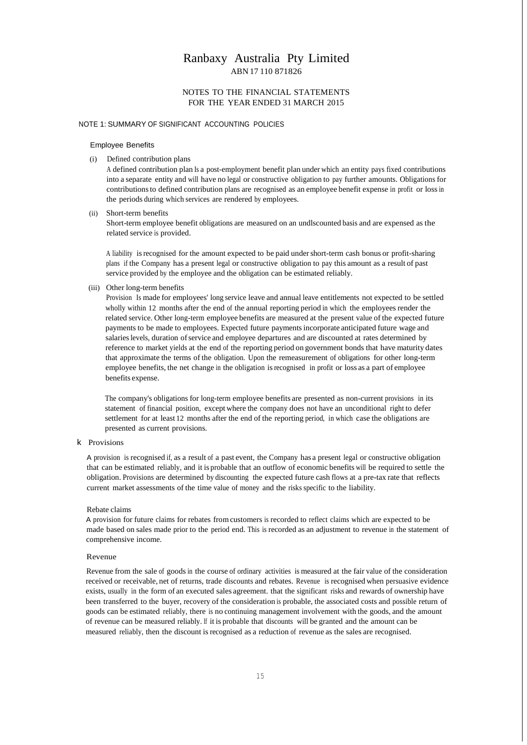Ranbaxy Australia Pty Limited
ABN 17 110 871826

NOTES TO THE FINANCIAL STATEMENTS
FOR THE YEAR ENDED 31 MARCH 2015

NOTE 1: SUMMARY OF SIGNIFICANT ACCOUNTING POLICIES

Employee Benefits

(i) Defined contribution plans

A defined contribution plan Is a post-employment benefit plan under which an entity pays fixed contributions into a separate entity and will have no legal or constructive obligation to pay further amounts. Obligations for contributions to defined contribution plans are recognised as an employee benefit expense in profit or loss in the periods during which services are rendered by employees.

(ii) Short-term benefits

Short-term employee benefit obligations are measured on an undlscounted basis and are expensed as the related service is provided.

A liability is recognised for the amount expected to be paid under short-term cash bonus or profit-sharing plans if the Company has a present legal or constructive obligation to pay this amount as a result of past service provided by the employee and the obligation can be estimated reliably.

(iii) Other long-term benefits

Provision Is made for employees' long service leave and annual leave entitlements not expected to be settled wholly within 12 months after the end of the annual reporting period in which the employees render the related service. Other long-term employee benefits are measured at the present value of the expected future payments to be made to employees. Expected future payments incorporate anticipated future wage and salaries levels, duration of service and employee departures and are discounted at rates determined by reference to market yields at the end of the reporting period on government bonds that have maturity dates that approximate the terms of the obligation. Upon the remeasurement of obligations for other long-term employee benefits, the net change in the obligation is recognised in profit or loss as a part of employee benefits expense.

The company's obligations for long-term employee benefits are presented as non-current provisions in its statement of financial position, except where the company does not have an unconditional right to defer settlement for at least 12 months after the end of the reporting period, in which case the obligations are presented as current provisions.

k Provisions

A provision is recognised if, as a result of a past event, the Company has a present legal or constructive obligation that can be estimated reliably, and it is probable that an outflow of economic benefits will be required to settle the obligation. Provisions are determined by discounting the expected future cash flows at a pre-tax rate that reflects current market assessments of the time value of money and the risks specific to the liability.

Rebate claims

A provision for future claims for rebates from customers is recorded to reflect claims which are expected to be made based on sales made prior to the period end. This is recorded as an adjustment to revenue in the statement of comprehensive income.

Revenue

Revenue from the sale of goods in the course of ordinary activities is measured at the fair value of the consideration received or receivable, net of returns, trade discounts and rebates. Revenue is recognised when persuasive evidence exists, usually in the form of an executed sales agreement. that the significant risks and rewards of ownership have been transferred to the buyer, recovery of the consideration is probable, the associated costs and possible return of goods can be estimated reliably, there is no continuing management involvement with the goods, and the amount of revenue can be measured reliably. If it is probable that discounts will be granted and the amount can be measured reliably, then the discount is recognised as a reduction of revenue as the sales are recognised.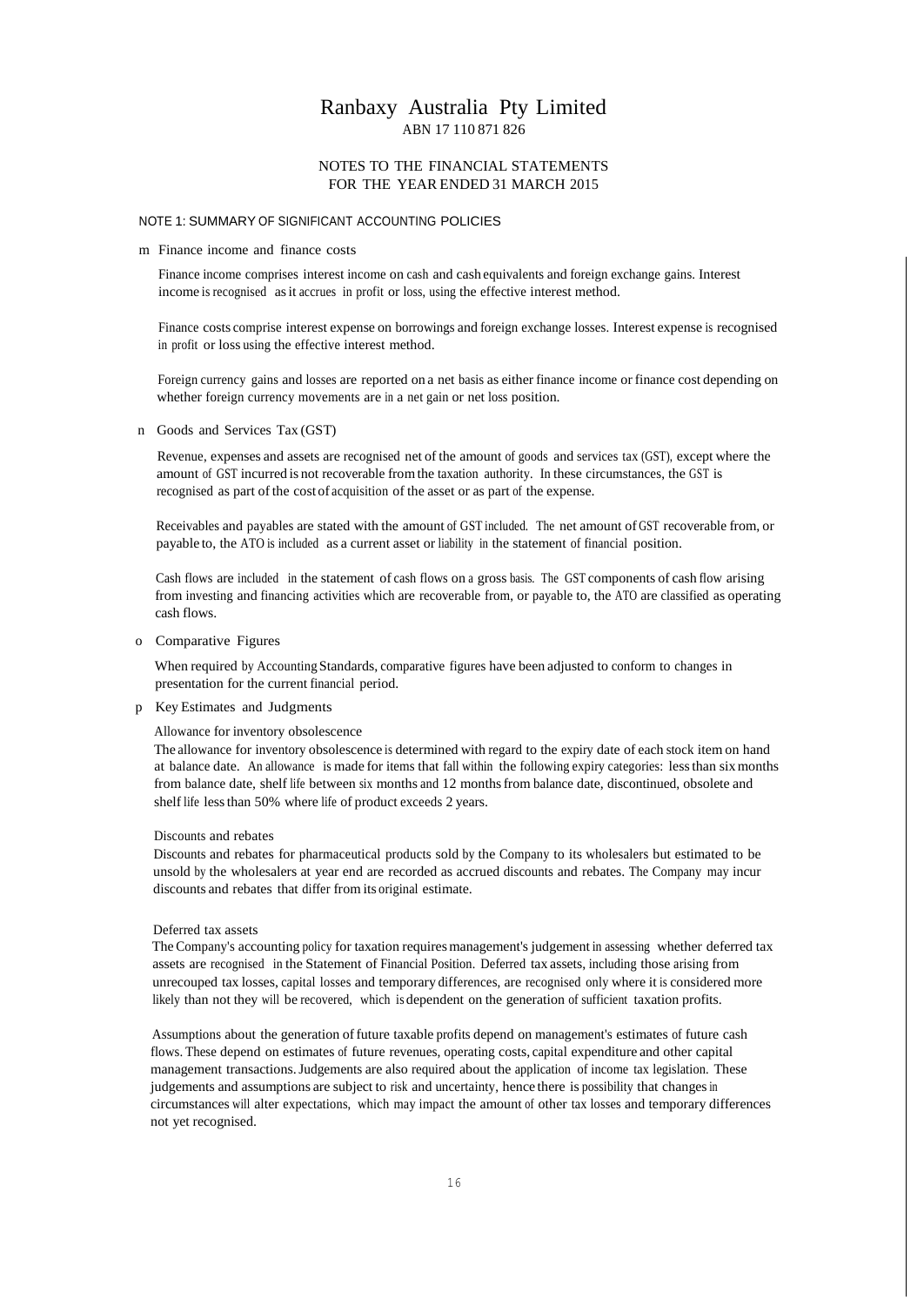# Ranbaxy Australia Pty Limited

ABN 17 110 871 826

NOTES TO THE FINANCIAL STATEMENTS
FOR THE YEAR ENDED 31 MARCH 2015

## NOTE 1: SUMMARY OF SIGNIFICANT ACCOUNTING POLICIES

### m Finance income and finance costs

Finance income comprises interest income on cash and cash equivalents and foreign exchange gains. Interest income is recognised as it accrues in profit or loss, using the effective interest method.

Finance costs comprise interest expense on borrowings and foreign exchange losses. Interest expense is recognised in profit or loss using the effective interest method.

Foreign currency gains and losses are reported on a net basis as either finance income or finance cost depending on whether foreign currency movements are in a net gain or net loss position.

### n Goods and Services Tax (GST)

Revenue, expenses and assets are recognised net of the amount of goods and services tax (GST), except where the amount of GST incurred is not recoverable from the taxation authority. In these circumstances, the GST is recognised as part of the cost of acquisition of the asset or as part of the expense.

Receivables and payables are stated with the amount of GST included. The net amount of GST recoverable from, or payable to, the ATO is included as a current asset or liability in the statement of financial position.

Cash flows are included in the statement of cash flows on a gross basis. The GST components of cash flow arising from investing and financing activities which are recoverable from, or payable to, the ATO are classified as operating cash flows.

### o Comparative Figures

When required by Accounting Standards, comparative figures have been adjusted to conform to changes in presentation for the current financial period.

### p Key Estimates and Judgments

Allowance for inventory obsolescence

The allowance for inventory obsolescence is determined with regard to the expiry date of each stock item on hand at balance date. An allowance is made for items that fall within the following expiry categories: less than six months from balance date, shelf life between six months and 12 months from balance date, discontinued, obsolete and shelf life less than 50% where life of product exceeds 2 years.

Discounts and rebates

Discounts and rebates for pharmaceutical products sold by the Company to its wholesalers but estimated to be unsold by the wholesalers at year end are recorded as accrued discounts and rebates. The Company may incur discounts and rebates that differ from its original estimate.

Deferred tax assets

The Company's accounting policy for taxation requires management's judgement in assessing whether deferred tax assets are recognised in the Statement of Financial Position. Deferred tax assets, including those arising from unrecouped tax losses, capital losses and temporary differences, are recognised only where it is considered more likely than not they will be recovered, which is dependent on the generation of sufficient taxation profits.

Assumptions about the generation of future taxable profits depend on management's estimates of future cash flows. These depend on estimates of future revenues, operating costs, capital expenditure and other capital management transactions. Judgements are also required about the application of income tax legislation. These judgements and assumptions are subject to risk and uncertainty, hence there is possibility that changes in circumstances will alter expectations, which may impact the amount of other tax losses and temporary differences not yet recognised.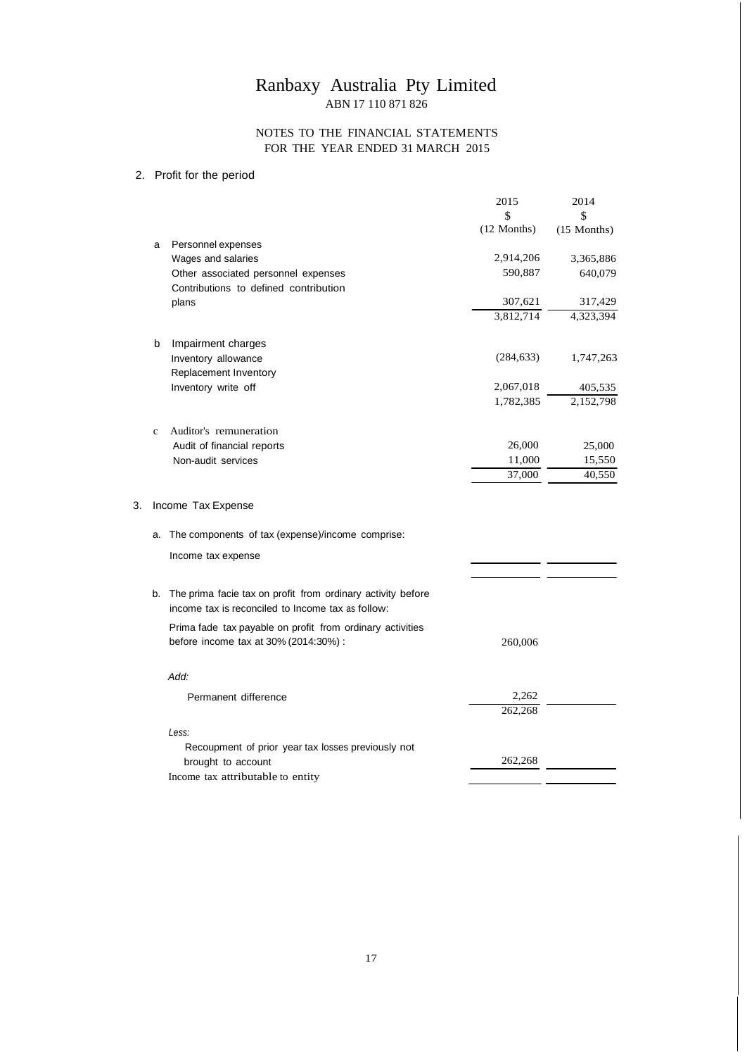# Ranbaxy Australia Pty Limited

ABN 17 110 871 826

NOTES TO THE FINANCIAL STATEMENTS
FOR THE YEAR ENDED 31 MARCH 2015

## 2. Profit for the period

| | 2015<br>\$<br>(12 Months) | 2014<br>\$<br>(15 Months) |
|---|---|---|
| **a** Personnel expenses | | |
| Wages and salaries | 2,914,206 | 3,365,886 |
| Other associated personnel expenses | 590,887 | 640,079 |
| Contributions to defined contribution plans | 307,621 | 317,429 |
| | 3,812,714 | 4,323,394 |
| **b** Impairment charges | | |
| Inventory allowance | (284,633) | 1,747,263 |
| Replacement Inventory | | |
| Inventory write off | 2,067,018 | 405,535 |
| | 1,782,385 | 2,152,798 |
| **c** Auditor's remuneration | | |
| Audit of financial reports | 26,000 | 25,000 |
| Non-audit services | 11,000 | 15,550 |
| | 37,000 | 40,550 |

## 3. Income Tax Expense

a. The components of tax (expense)/income comprise:

| | 2015 | 2014 |
|---|---|---|
| Income tax expense | | |
| | | |

b. The prima facie tax on profit from ordinary activity before income tax is reconciled to Income tax as follow:

| | 2015 | 2014 |
|---|---|---|
| Prima fade tax payable on profit from ordinary activities before income tax at 30% (2014:30%) : | 260,006 | |
| *Add:* | | |
| Permanent difference | 2,262 | |
| | 262,268 | |
| *Less:* | | |
| Recoupment of prior year tax losses previously not brought to account | 262,268 | |
| Income tax attributable to entity | | |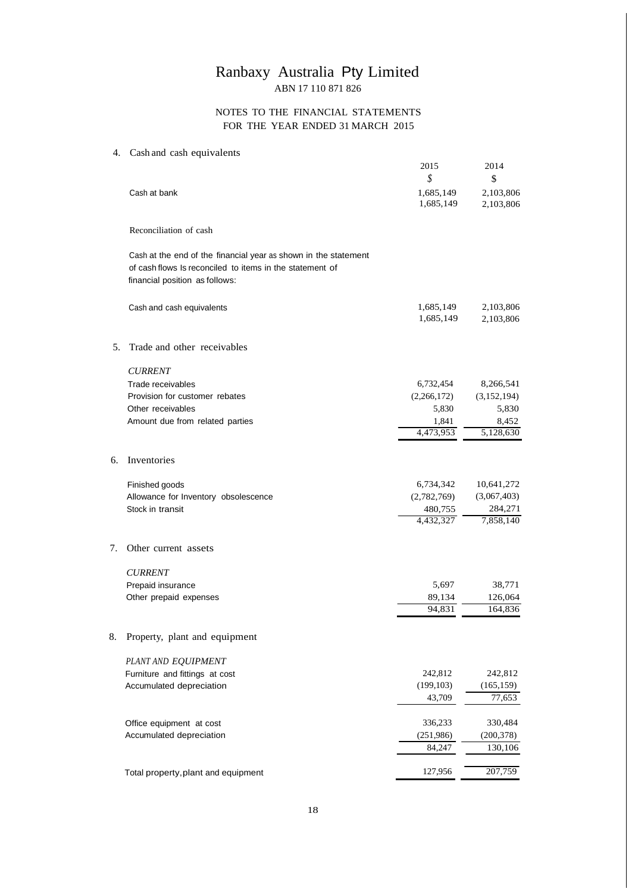# Ranbaxy Australia Pty Limited

ABN 17 110 871 826

## NOTES TO THE FINANCIAL STATEMENTS
## FOR THE YEAR ENDED 31 MARCH 2015

### 4. Cash and cash equivalents

| | 2015 | 2014 |
|---|---|---|
| | $ | $ |
| Cash at bank | 1,685,149 | 2,103,806 |
| | 1,685,149 | 2,103,806 |

Reconciliation of cash

Cash at the end of the financial year as shown in the statement of cash flows Is reconciled to items in the statement of financial position as follows:

| | 2015 | 2014 |
|---|---|---|
| Cash and cash equivalents | 1,685,149 | 2,103,806 |
| | 1,685,149 | 2,103,806 |

### 5. Trade and other receivables

| | 2015 | 2014 |
|---|---|---|
| *CURRENT* | | |
| Trade receivables | 6,732,454 | 8,266,541 |
| Provision for customer rebates | (2,266,172) | (3,152,194) |
| Other receivables | 5,830 | 5,830 |
| Amount due from related parties | 1,841 | 8,452 |
| | 4,473,953 | 5,128,630 |

### 6. Inventories

| | 2015 | 2014 |
|---|---|---|
| Finished goods | 6,734,342 | 10,641,272 |
| Allowance for Inventory obsolescence | (2,782,769) | (3,067,403) |
| Stock in transit | 480,755 | 284,271 |
| | 4,432,327 | 7,858,140 |

### 7. Other current assets

| | 2015 | 2014 |
|---|---|---|
| *CURRENT* | | |
| Prepaid insurance | 5,697 | 38,771 |
| Other prepaid expenses | 89,134 | 126,064 |
| | 94,831 | 164,836 |

### 8. Property, plant and equipment

| | 2015 | 2014 |
|---|---|---|
| *PLANT AND EQUIPMENT* | | |
| Furniture and fittings at cost | 242,812 | 242,812 |
| Accumulated depreciation | (199,103) | (165,159) |
| | 43,709 | 77,653 |
| Office equipment at cost | 336,233 | 330,484 |
| Accumulated depreciation | (251,986) | (200,378) |
| | 84,247 | 130,106 |
| Total property, plant and equipment | 127,956 | 207,759 |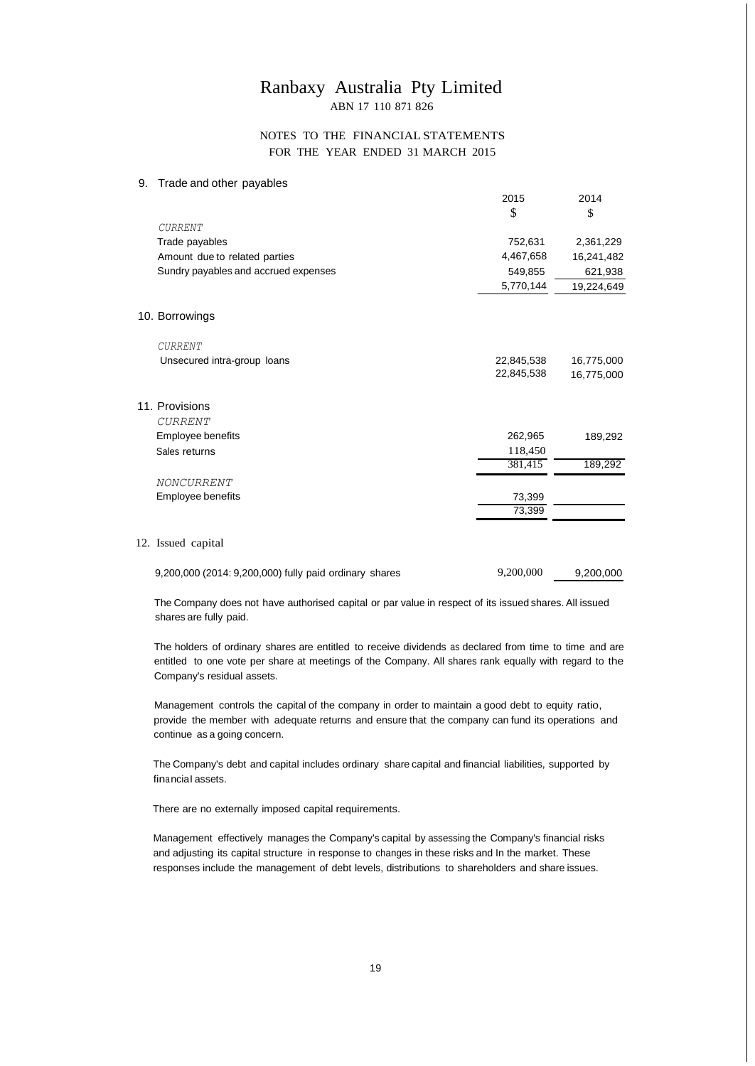# Ranbaxy Australia Pty Limited

ABN 17 110 871 826

NOTES TO THE FINANCIAL STATEMENTS
FOR THE YEAR ENDED 31 MARCH 2015

## 9. Trade and other payables

| | 2015 | 2014 |
|---|---|---|
| | $ | $ |
| *CURRENT* | | |
| Trade payables | 752,631 | 2,361,229 |
| Amount due to related parties | 4,467,658 | 16,241,482 |
| Sundry payables and accrued expenses | 549,855 | 621,938 |
| | 5,770,144 | 19,224,649 |

## 10. Borrowings

| | 2015 | 2014 |
|---|---|---|
| *CURRENT* | | |
| Unsecured intra-group loans | 22,845,538 | 16,775,000 |
| | 22,845,538 | 16,775,000 |

## 11. Provisions

| | 2015 | 2014 |
|---|---|---|
| *CURRENT* | | |
| Employee benefits | 262,965 | 189,292 |
| Sales returns | 118,450 | |
| | 381,415 | 189,292 |
| *NONCURRENT* | | |
| Employee benefits | 73,399 | |
| | 73,399 | |

## 12. Issued capital

| | 2015 | 2014 |
|---|---|---|
| 9,200,000 (2014: 9,200,000) fully paid ordinary shares | 9,200,000 | 9,200,000 |

The Company does not have authorised capital or par value in respect of its issued shares. All issued shares are fully paid.

The holders of ordinary shares are entitled to receive dividends as declared from time to time and are entitled to one vote per share at meetings of the Company. All shares rank equally with regard to the Company's residual assets.

Management controls the capital of the company in order to maintain a good debt to equity ratio, provide the member with adequate returns and ensure that the company can fund its operations and continue as a going concern.

The Company's debt and capital includes ordinary share capital and financial liabilities, supported by financial assets.

There are no externally imposed capital requirements.

Management effectively manages the Company's capital by assessing the Company's financial risks and adjusting its capital structure in response to changes in these risks and In the market. These responses include the management of debt levels, distributions to shareholders and share issues.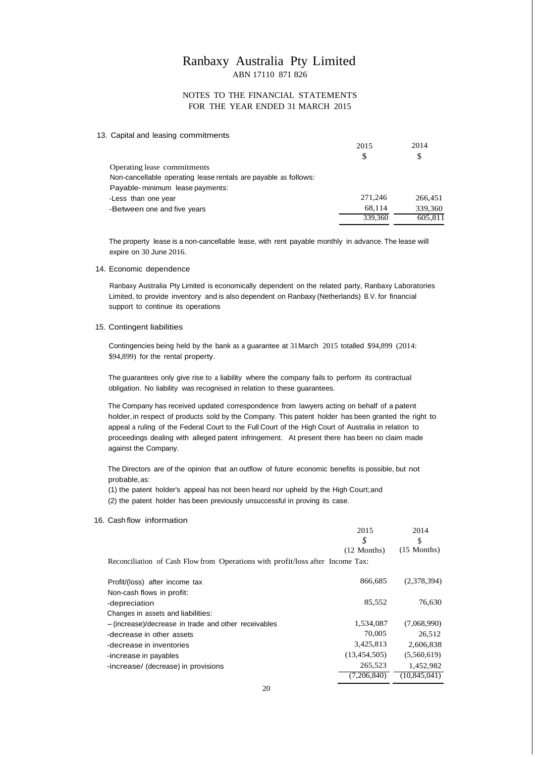# Ranbaxy Australia Pty Limited

ABN 17110 871 826

NOTES TO THE FINANCIAL STATEMENTS
FOR THE YEAR ENDED 31 MARCH 2015

## 13. Capital and leasing commitments

| | 2015 | 2014 |
|---|---|---|
| | $ | $ |
| Operating lease commitments | | |
| Non-cancellable operating lease rentals are payable as follows: | | |
| Payable- minimum lease payments: | | |
| -Less than one year | 271,246 | 266,451 |
| -Between one and five years | 68,114 | 339,360 |
| | 339,360 | 605,811 |

The property lease is a non-cancellable lease, with rent payable monthly in advance. The lease will expire on 30 June 2016.

## 14. Economic dependence

Ranbaxy Australia Pty Limited is economically dependent on the related party, Ranbaxy Laboratories Limited, to provide inventory and is also dependent on Ranbaxy (Netherlands) B.V. for financial support to continue its operations

## 15. Contingent liabilities

Contingencies being held by the bank as a guarantee at 31March 2015 totalled $94,899 (2014: $94,899) for the rental property.

The guarantees only give rise to a liability where the company fails to perform its contractual obligation. No liability was recognised in relation to these guarantees.

The Company has received updated correspondence from lawyers acting on behalf of a patent holder, in respect of products sold by the Company. This patent holder has been granted the right to appeal a ruling of the Federal Court to the Full Court of the High Court of Australia in relation to proceedings dealing with alleged patent infringement. At present there has been no claim made against the Company.

The Directors are of the opinion that an outflow of future economic benefits is possible, but not probable, as:

(1) the patent holder's appeal has not been heard nor upheld by the High Court; and

(2) the patent holder has been previously unsuccessful in proving its case.

## 16. Cash flow information

| | 2015 | 2014 |
|---|---|---|
| | $ | $ |
| | (12 Months) | (15 Months) |
| Reconciliation of Cash Flow from Operations with profit/loss after Income Tax: | | |
| Profit/(loss) after income tax | 866,685 | (2,378,394) |
| Non-cash flows in profit: | | |
| -depreciation | 85,552 | 76,630 |
| Changes in assets and liabilities: | | |
| – (increase)/decrease in trade and other receivables | 1,534,087 | (7,068,990) |
| -decrease in other assets | 70,005 | 26,512 |
| -decrease in inventories | 3,425,813 | 2,606,838 |
| -increase in payables | (13,454,505) | (5,560,619) |
| -increase/ (decrease) in provisions | 265,523 | 1,452,982 |
| | (7,206,840) | (10,845,041) |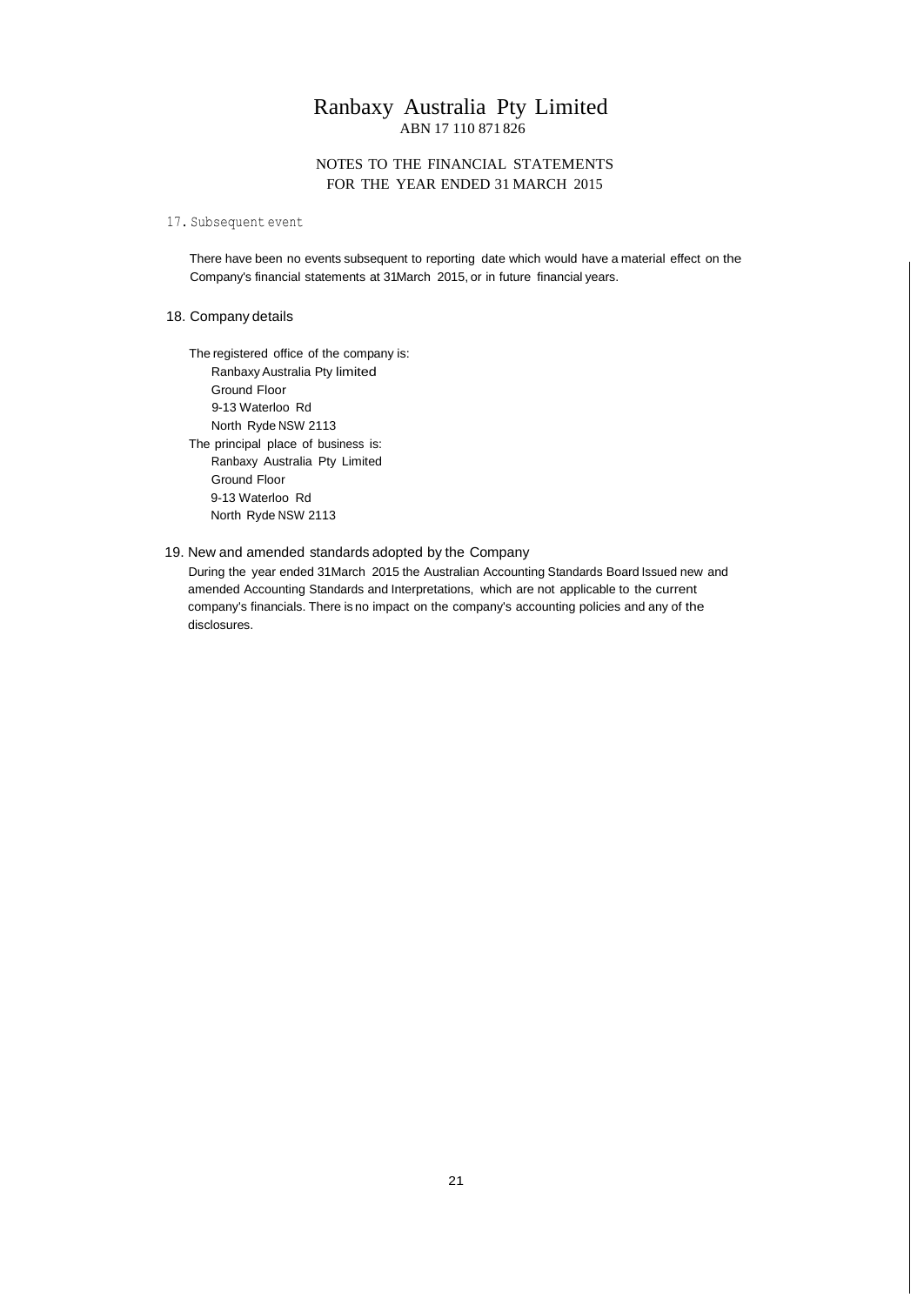# Ranbaxy Australia Pty Limited

ABN 17 110 871 826

NOTES TO THE FINANCIAL STATEMENTS
FOR THE YEAR ENDED 31 MARCH 2015

## 17. Subsequent event

There have been no events subsequent to reporting date which would have a material effect on the Company's financial statements at 31March 2015, or in future financial years.

## 18. Company details

The registered office of the company is:

Ranbaxy Australia Pty limited
Ground Floor
9-13 Waterloo Rd
North Ryde NSW 2113

The principal place of business is:

Ranbaxy Australia Pty Limited
Ground Floor
9-13 Waterloo Rd
North Ryde NSW 2113

## 19. New and amended standards adopted by the Company

During the year ended 31March 2015 the Australian Accounting Standards Board Issued new and amended Accounting Standards and Interpretations, which are not applicable to the current company's financials. There is no impact on the company's accounting policies and any of the disclosures.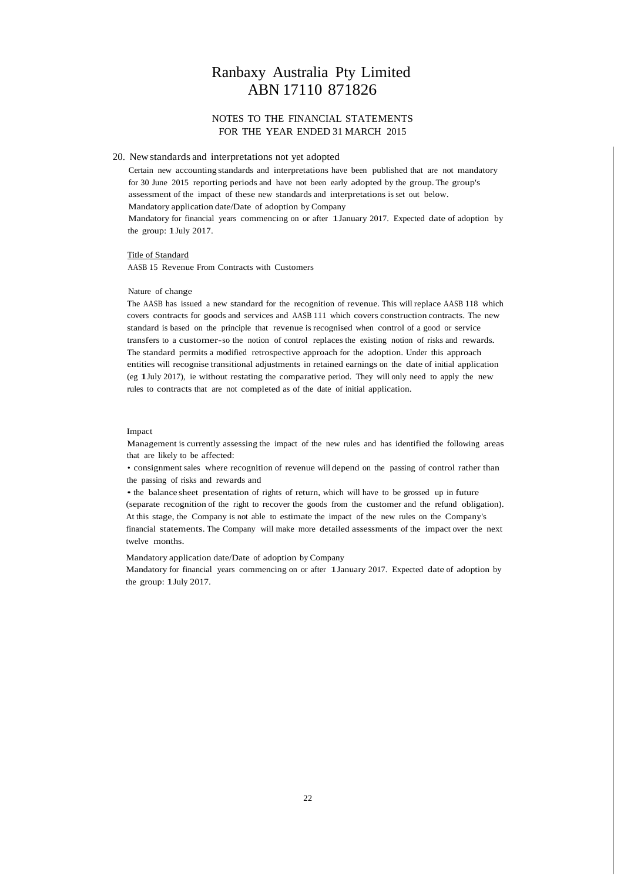# Ranbaxy Australia Pty Limited
# ABN 17110 871826

## NOTES TO THE FINANCIAL STATEMENTS
## FOR THE YEAR ENDED 31 MARCH 2015

### 20. New standards and interpretations not yet adopted

Certain new accounting standards and interpretations have been published that are not mandatory for 30 June 2015 reporting periods and have not been early adopted by the group. The group's assessment of the impact of these new standards and interpretations is set out below.

Mandatory application date/Date of adoption by Company

Mandatory for financial years commencing on or after 1 January 2017. Expected date of adoption by the group: 1 July 2017.

<u>Title of Standard</u>

AASB 15 Revenue From Contracts with Customers

Nature of change

The AASB has issued a new standard for the recognition of revenue. This will replace AASB 118 which covers contracts for goods and services and AASB 111 which covers construction contracts. The new standard is based on the principle that revenue is recognised when control of a good or service transfers to a customer-so the notion of control replaces the existing notion of risks and rewards. The standard permits a modified retrospective approach for the adoption. Under this approach entities will recognise transitional adjustments in retained earnings on the date of initial application (eg 1 July 2017), ie without restating the comparative period. They will only need to apply the new rules to contracts that are not completed as of the date of initial application.

Impact

Management is currently assessing the impact of the new rules and has identified the following areas that are likely to be affected:

- consignment sales where recognition of revenue will depend on the passing of control rather than the passing of risks and rewards and
- the balance sheet presentation of rights of return, which will have to be grossed up in future (separate recognition of the right to recover the goods from the customer and the refund obligation).

At this stage, the Company is not able to estimate the impact of the new rules on the Company's financial statements. The Company will make more detailed assessments of the impact over the next twelve months.

Mandatory application date/Date of adoption by Company

Mandatory for financial years commencing on or after 1 January 2017. Expected date of adoption by the group: 1 July 2017.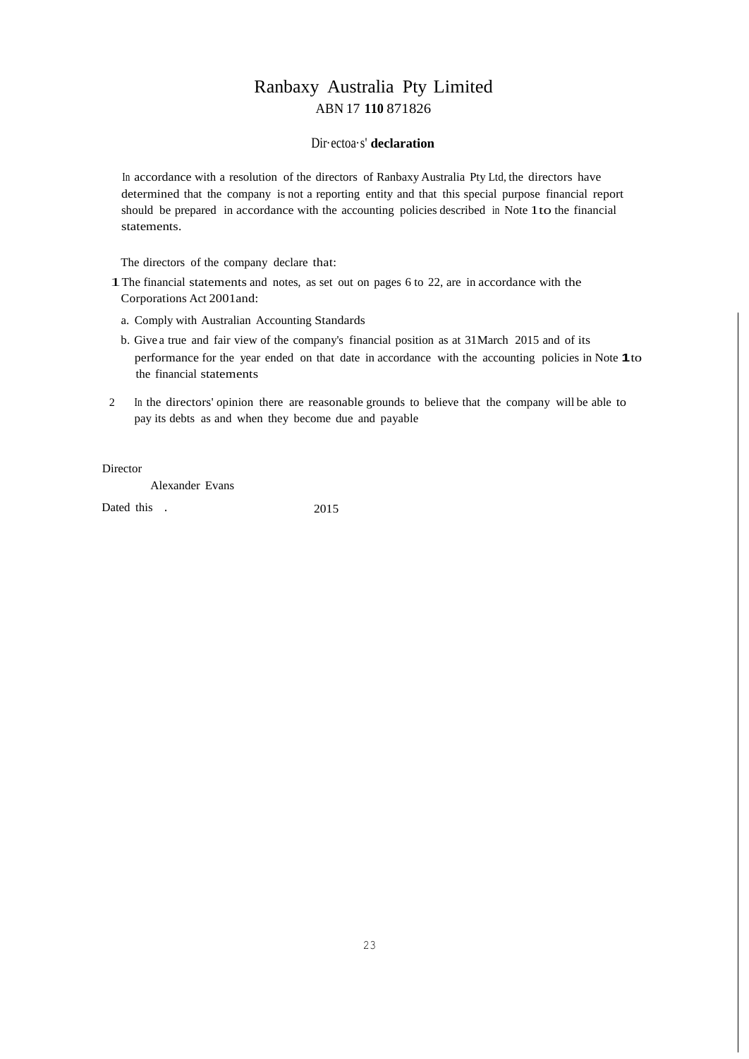# Ranbaxy Australia Pty Limited

ABN 17 110 871826

## Dir·ectoa·s' declaration

In accordance with a resolution of the directors of Ranbaxy Australia Pty Ltd, the directors have determined that the company is not a reporting entity and that this special purpose financial report should be prepared in accordance with the accounting policies described in Note 1 to the financial statements.

The directors of the company declare that:

1 The financial statements and notes, as set out on pages 6 to 22, are in accordance with the Corporations Act 2001 and:

   a. Comply with Australian Accounting Standards

   b. Give a true and fair view of the company's financial position as at 31 March 2015 and of its performance for the year ended on that date in accordance with the accounting policies in Note 1 to the financial statements

2 In the directors' opinion there are reasonable grounds to believe that the company will be able to pay its debts as and when they become due and payable

Director

Alexander Evans

Dated this . 2015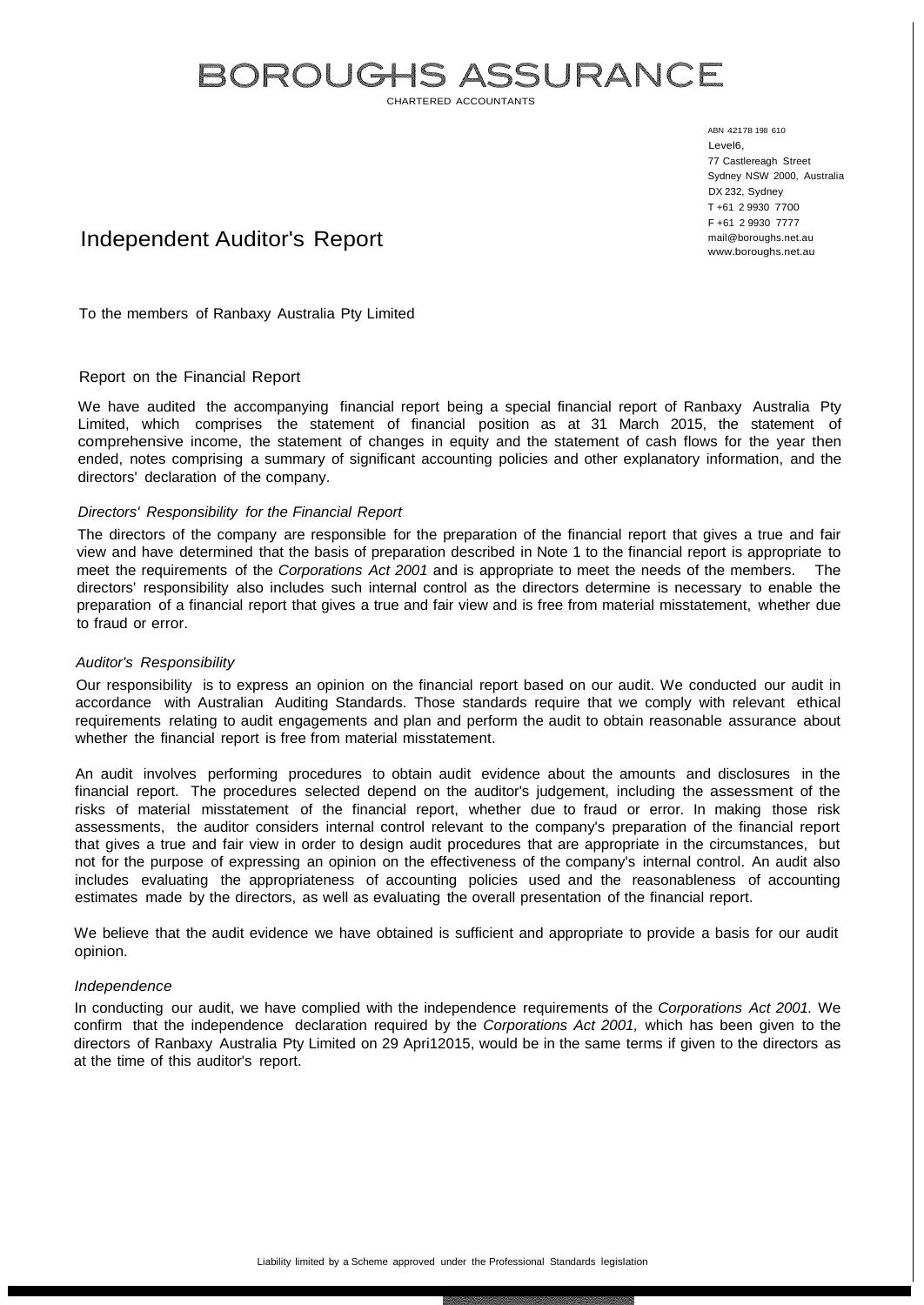# BOROUGHS ASSURANCE

CHARTERED ACCOUNTANTS

ABN 42178 198 610
Level6,
77 Castlereagh Street
Sydney NSW 2000, Australia
DX 232, Sydney
T +61 2 9930 7700
F +61 2 9930 7777
mail@boroughs.net.au
www.boroughs.net.au

## Independent Auditor's Report

To the members of Ranbaxy Australia Pty Limited

### Report on the Financial Report

We have audited the accompanying financial report being a special financial report of Ranbaxy Australia Pty Limited, which comprises the statement of financial position as at 31 March 2015, the statement of comprehensive income, the statement of changes in equity and the statement of cash flows for the year then ended, notes comprising a summary of significant accounting policies and other explanatory information, and the directors' declaration of the company.

*Directors' Responsibility for the Financial Report*

The directors of the company are responsible for the preparation of the financial report that gives a true and fair view and have determined that the basis of preparation described in Note 1 to the financial report is appropriate to meet the requirements of the *Corporations Act 2001* and is appropriate to meet the needs of the members. The directors' responsibility also includes such internal control as the directors determine is necessary to enable the preparation of a financial report that gives a true and fair view and is free from material misstatement, whether due to fraud or error.

*Auditor's Responsibility*

Our responsibility is to express an opinion on the financial report based on our audit. We conducted our audit in accordance with Australian Auditing Standards. Those standards require that we comply with relevant ethical requirements relating to audit engagements and plan and perform the audit to obtain reasonable assurance about whether the financial report is free from material misstatement.

An audit involves performing procedures to obtain audit evidence about the amounts and disclosures in the financial report. The procedures selected depend on the auditor's judgement, including the assessment of the risks of material misstatement of the financial report, whether due to fraud or error. In making those risk assessments, the auditor considers internal control relevant to the company's preparation of the financial report that gives a true and fair view in order to design audit procedures that are appropriate in the circumstances, but not for the purpose of expressing an opinion on the effectiveness of the company's internal control. An audit also includes evaluating the appropriateness of accounting policies used and the reasonableness of accounting estimates made by the directors, as well as evaluating the overall presentation of the financial report.

We believe that the audit evidence we have obtained is sufficient and appropriate to provide a basis for our audit opinion.

*Independence*

In conducting our audit, we have complied with the independence requirements of the *Corporations Act 2001.* We confirm that the independence declaration required by the *Corporations Act 2001,* which has been given to the directors of Ranbaxy Australia Pty Limited on 29 Apri12015, would be in the same terms if given to the directors as at the time of this auditor's report.

Liability limited by a Scheme approved under the Professional Standards legislation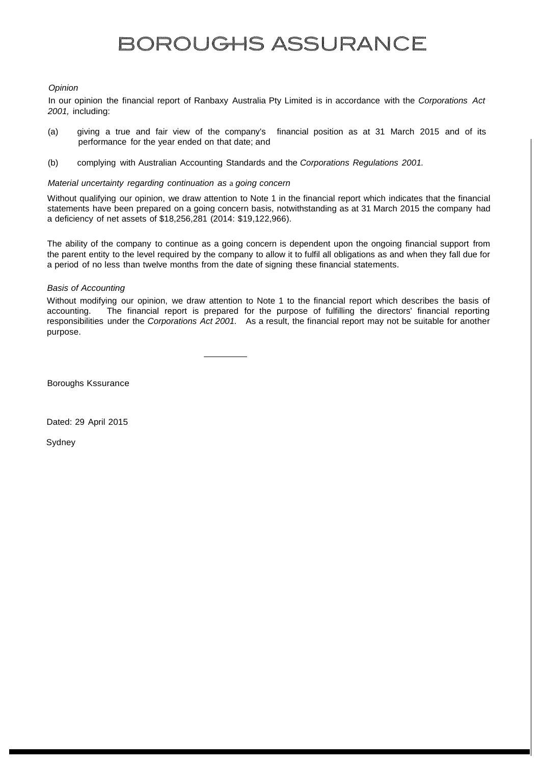# BOROUGHS ASSURANCE

*Opinion*

In our opinion the financial report of Ranbaxy Australia Pty Limited is in accordance with the *Corporations Act 2001,* including:

(a) giving a true and fair view of the company's financial position as at 31 March 2015 and of its performance for the year ended on that date; and

(b) complying with Australian Accounting Standards and the *Corporations Regulations 2001.*

*Material uncertainty regarding continuation as a going concern*

Without qualifying our opinion, we draw attention to Note 1 in the financial report which indicates that the financial statements have been prepared on a going concern basis, notwithstanding as at 31 March 2015 the company had a deficiency of net assets of $18,256,281 (2014: $19,122,966).

The ability of the company to continue as a going concern is dependent upon the ongoing financial support from the parent entity to the level required by the company to allow it to fulfil all obligations as and when they fall due for a period of no less than twelve months from the date of signing these financial statements.

*Basis of Accounting*

Without modifying our opinion, we draw attention to Note 1 to the financial report which describes the basis of accounting. The financial report is prepared for the purpose of fulfilling the directors' financial reporting responsibilities under the *Corporations Act 2001.* As a result, the financial report may not be suitable for another purpose.

Boroughs Kssurance

Dated: 29 April 2015

Sydney